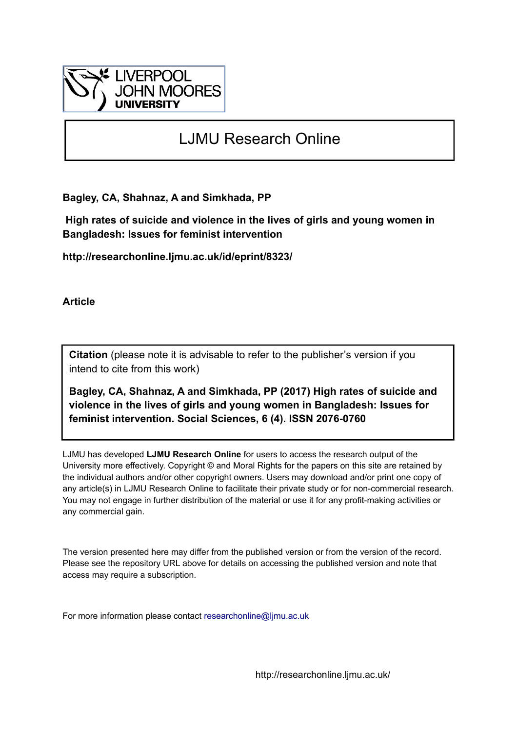LIVERPOOL JOHN MOORES UNIVERSITY

# LJMU Research Online

**Bagley, CA, Shahnaz, A and Simkhada, PP**

**High rates of suicide and violence in the lives of girls and young women in Bangladesh: Issues for feminist intervention**

**http://researchonline.ljmu.ac.uk/id/eprint/8323/**

**Article**

**Citation** (please note it is advisable to refer to the publisher's version if you intend to cite from this work)

**Bagley, CA, Shahnaz, A and Simkhada, PP (2017) High rates of suicide and violence in the lives of girls and young women in Bangladesh: Issues for feminist intervention. Social Sciences, 6 (4). ISSN 2076-0760**

LJMU has developed **LJMU Research Online** for users to access the research output of the University more effectively. Copyright © and Moral Rights for the papers on this site are retained by the individual authors and/or other copyright owners. Users may download and/or print one copy of any article(s) in LJMU Research Online to facilitate their private study or for non-commercial research. You may not engage in further distribution of the material or use it for any profit-making activities or any commercial gain.

The version presented here may differ from the published version or from the version of the record. Please see the repository URL above for details on accessing the published version and note that access may require a subscription.

For more information please contact researchonline@ljmu.ac.uk

http://researchonline.ljmu.ac.uk/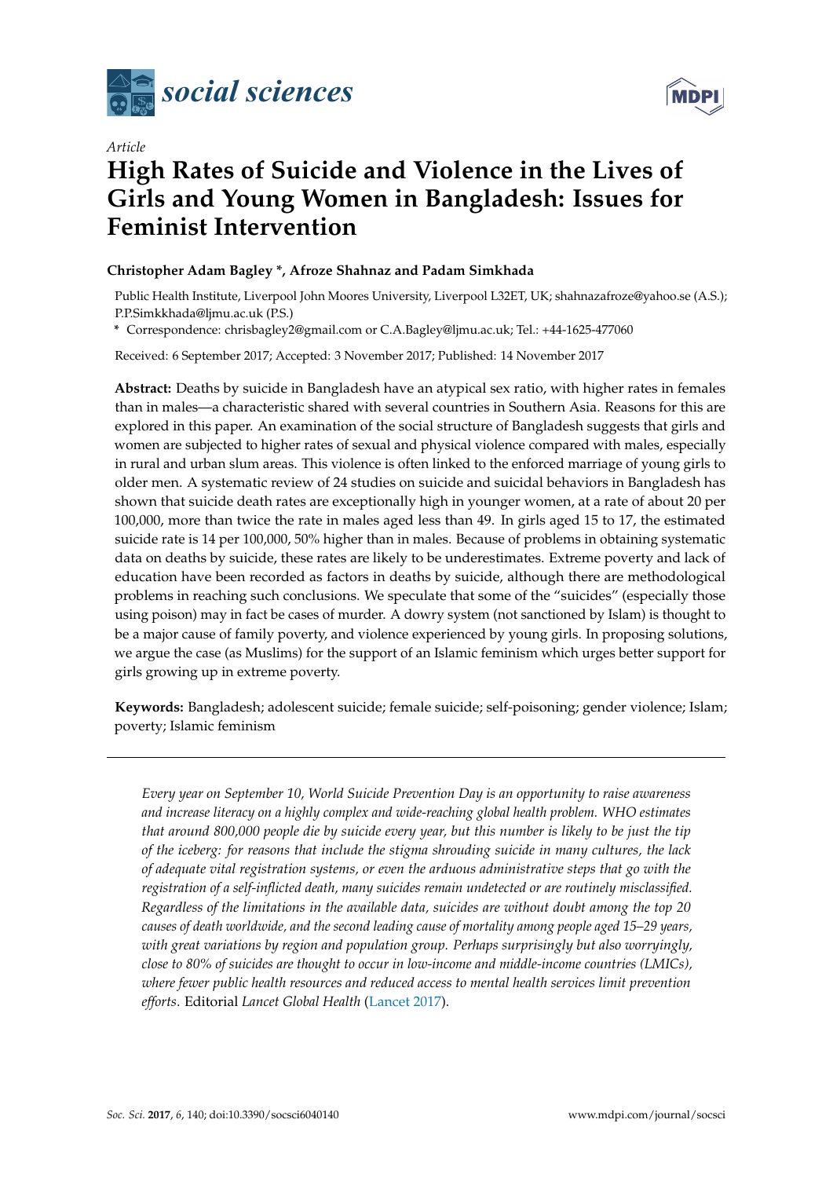# High Rates of Suicide and Violence in the Lives of Girls and Young Women in Bangladesh: Issues for Feminist Intervention

**Christopher Adam Bagley \*, Afroze Shahnaz and Padam Simkhada**

Public Health Institute, Liverpool John Moores University, Liverpool L32ET, UK; shahnazafroze@yahoo.se (A.S.); P.P.Simkkhada@ljmu.ac.uk (P.S.)

\* Correspondence: chrisbagley2@gmail.com or C.A.Bagley@ljmu.ac.uk; Tel.: +44-1625-477060

Received: 6 September 2017; Accepted: 3 November 2017; Published: 14 November 2017

**Abstract:** Deaths by suicide in Bangladesh have an atypical sex ratio, with higher rates in females than in males—a characteristic shared with several countries in Southern Asia. Reasons for this are explored in this paper. An examination of the social structure of Bangladesh suggests that girls and women are subjected to higher rates of sexual and physical violence compared with males, especially in rural and urban slum areas. This violence is often linked to the enforced marriage of young girls to older men. A systematic review of 24 studies on suicide and suicidal behaviors in Bangladesh has shown that suicide death rates are exceptionally high in younger women, at a rate of about 20 per 100,000, more than twice the rate in males aged less than 49. In girls aged 15 to 17, the estimated suicide rate is 14 per 100,000, 50% higher than in males. Because of problems in obtaining systematic data on deaths by suicide, these rates are likely to be underestimates. Extreme poverty and lack of education have been recorded as factors in deaths by suicide, although there are methodological problems in reaching such conclusions. We speculate that some of the "suicides" (especially those using poison) may in fact be cases of murder. A dowry system (not sanctioned by Islam) is thought to be a major cause of family poverty, and violence experienced by young girls. In proposing solutions, we argue the case (as Muslims) for the support of an Islamic feminism which urges better support for girls growing up in extreme poverty.

**Keywords:** Bangladesh; adolescent suicide; female suicide; self-poisoning; gender violence; Islam; poverty; Islamic feminism

---

*Every year on September 10, World Suicide Prevention Day is an opportunity to raise awareness and increase literacy on a highly complex and wide-reaching global health problem. WHO estimates that around 800,000 people die by suicide every year, but this number is likely to be just the tip of the iceberg: for reasons that include the stigma shrouding suicide in many cultures, the lack of adequate vital registration systems, or even the arduous administrative steps that go with the registration of a self-inflicted death, many suicides remain undetected or are routinely misclassified. Regardless of the limitations in the available data, suicides are without doubt among the top 20 causes of death worldwide, and the second leading cause of mortality among people aged 15–29 years, with great variations by region and population group. Perhaps surprisingly but also worryingly, close to 80% of suicides are thought to occur in low-income and middle-income countries (LMICs), where fewer public health resources and reduced access to mental health services limit prevention efforts.* Editorial *Lancet Global Health* (Lancet 2017).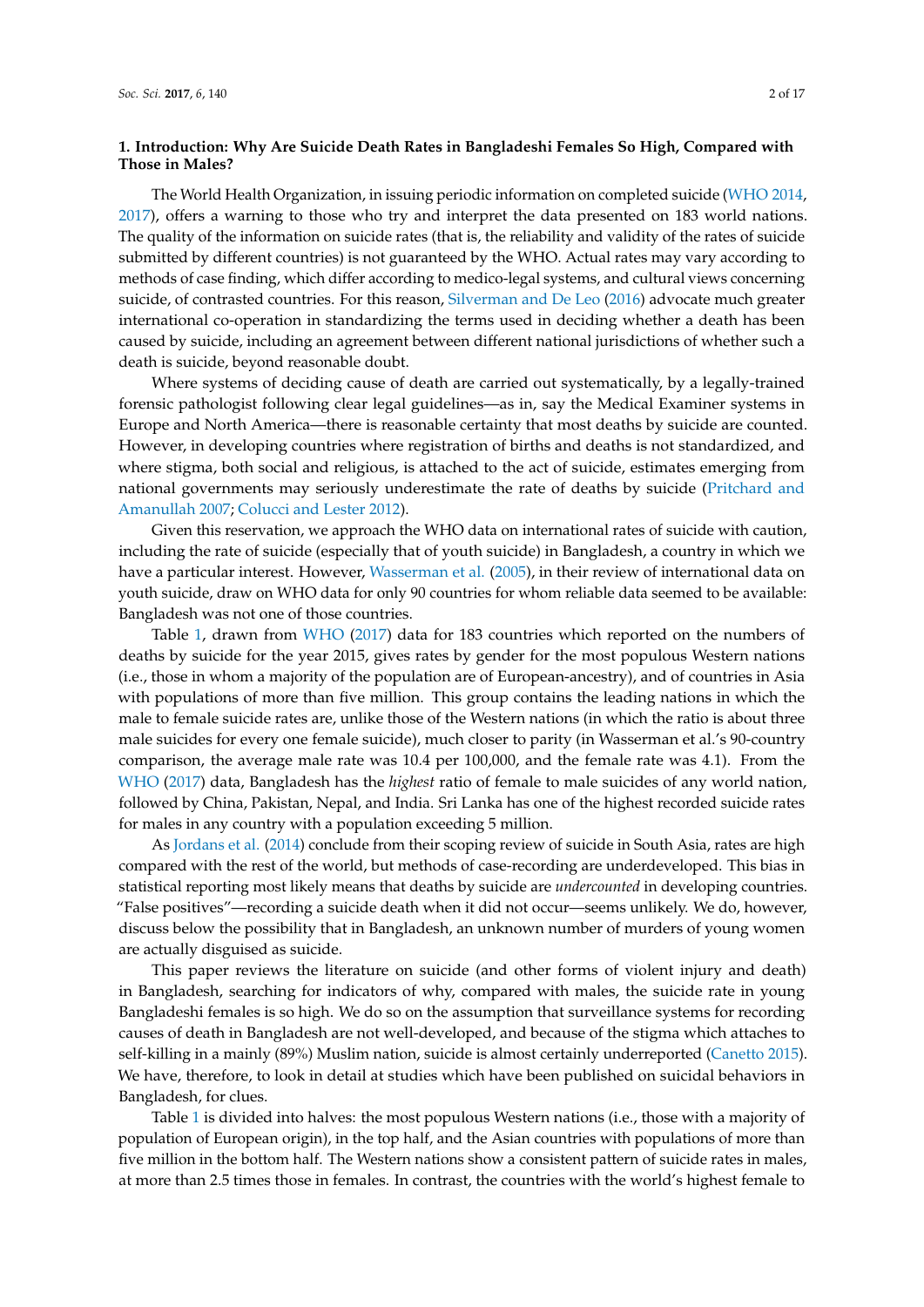## 1. Introduction: Why Are Suicide Death Rates in Bangladeshi Females So High, Compared with Those in Males?

The World Health Organization, in issuing periodic information on completed suicide (WHO 2014, 2017), offers a warning to those who try and interpret the data presented on 183 world nations. The quality of the information on suicide rates (that is, the reliability and validity of the rates of suicide submitted by different countries) is not guaranteed by the WHO. Actual rates may vary according to methods of case finding, which differ according to medico-legal systems, and cultural views concerning suicide, of contrasted countries. For this reason, Silverman and De Leo (2016) advocate much greater international co-operation in standardizing the terms used in deciding whether a death has been caused by suicide, including an agreement between different national jurisdictions of whether such a death is suicide, beyond reasonable doubt.

Where systems of deciding cause of death are carried out systematically, by a legally-trained forensic pathologist following clear legal guidelines—as in, say the Medical Examiner systems in Europe and North America—there is reasonable certainty that most deaths by suicide are counted. However, in developing countries where registration of births and deaths is not standardized, and where stigma, both social and religious, is attached to the act of suicide, estimates emerging from national governments may seriously underestimate the rate of deaths by suicide (Pritchard and Amanullah 2007; Colucci and Lester 2012).

Given this reservation, we approach the WHO data on international rates of suicide with caution, including the rate of suicide (especially that of youth suicide) in Bangladesh, a country in which we have a particular interest. However, Wasserman et al. (2005), in their review of international data on youth suicide, draw on WHO data for only 90 countries for whom reliable data seemed to be available: Bangladesh was not one of those countries.

Table 1, drawn from WHO (2017) data for 183 countries which reported on the numbers of deaths by suicide for the year 2015, gives rates by gender for the most populous Western nations (i.e., those in whom a majority of the population are of European-ancestry), and of countries in Asia with populations of more than five million. This group contains the leading nations in which the male to female suicide rates are, unlike those of the Western nations (in which the ratio is about three male suicides for every one female suicide), much closer to parity (in Wasserman et al.'s 90-country comparison, the average male rate was 10.4 per 100,000, and the female rate was 4.1). From the WHO (2017) data, Bangladesh has the *highest* ratio of female to male suicides of any world nation, followed by China, Pakistan, Nepal, and India. Sri Lanka has one of the highest recorded suicide rates for males in any country with a population exceeding 5 million.

As Jordans et al. (2014) conclude from their scoping review of suicide in South Asia, rates are high compared with the rest of the world, but methods of case-recording are underdeveloped. This bias in statistical reporting most likely means that deaths by suicide are *undercounted* in developing countries. "False positives"—recording a suicide death when it did not occur—seems unlikely. We do, however, discuss below the possibility that in Bangladesh, an unknown number of murders of young women are actually disguised as suicide.

This paper reviews the literature on suicide (and other forms of violent injury and death) in Bangladesh, searching for indicators of why, compared with males, the suicide rate in young Bangladeshi females is so high. We do so on the assumption that surveillance systems for recording causes of death in Bangladesh are not well-developed, and because of the stigma which attaches to self-killing in a mainly (89%) Muslim nation, suicide is almost certainly underreported (Canetto 2015). We have, therefore, to look in detail at studies which have been published on suicidal behaviors in Bangladesh, for clues.

Table 1 is divided into halves: the most populous Western nations (i.e., those with a majority of population of European origin), in the top half, and the Asian countries with populations of more than five million in the bottom half. The Western nations show a consistent pattern of suicide rates in males, at more than 2.5 times those in females. In contrast, the countries with the world's highest female to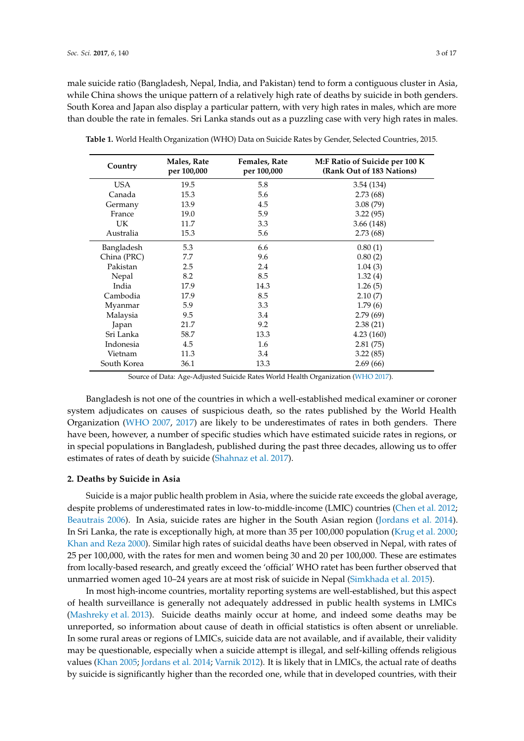male suicide ratio (Bangladesh, Nepal, India, and Pakistan) tend to form a contiguous cluster in Asia, while China shows the unique pattern of a relatively high rate of deaths by suicide in both genders. South Korea and Japan also display a particular pattern, with very high rates in males, which are more than double the rate in females. Sri Lanka stands out as a puzzling case with very high rates in males.

**Table 1.** World Health Organization (WHO) Data on Suicide Rates by Gender, Selected Countries, 2015.

| Country | Males, Rate per 100,000 | Females, Rate per 100,000 | M:F Ratio of Suicide per 100 K (Rank Out of 183 Nations) |
|---|---|---|---|
| USA | 19.5 | 5.8 | 3.54 (134) |
| Canada | 15.3 | 5.6 | 2.73 (68) |
| Germany | 13.9 | 4.5 | 3.08 (79) |
| France | 19.0 | 5.9 | 3.22 (95) |
| UK | 11.7 | 3.3 | 3.66 (148) |
| Australia | 15.3 | 5.6 | 2.73 (68) |
| Bangladesh | 5.3 | 6.6 | 0.80 (1) |
| China (PRC) | 7.7 | 9.6 | 0.80 (2) |
| Pakistan | 2.5 | 2.4 | 1.04 (3) |
| Nepal | 8.2 | 8.5 | 1.32 (4) |
| India | 17.9 | 14.3 | 1.26 (5) |
| Cambodia | 17.9 | 8.5 | 2.10 (7) |
| Myanmar | 5.9 | 3.3 | 1.79 (6) |
| Malaysia | 9.5 | 3.4 | 2.79 (69) |
| Japan | 21.7 | 9.2 | 2.38 (21) |
| Sri Lanka | 58.7 | 13.3 | 4.23 (160) |
| Indonesia | 4.5 | 1.6 | 2.81 (75) |
| Vietnam | 11.3 | 3.4 | 3.22 (85) |
| South Korea | 36.1 | 13.3 | 2.69 (66) |

Source of Data: Age-Adjusted Suicide Rates World Health Organization (WHO 2017).

Bangladesh is not one of the countries in which a well-established medical examiner or coroner system adjudicates on causes of suspicious death, so the rates published by the World Health Organization (WHO 2007, 2017) are likely to be underestimates of rates in both genders. There have been, however, a number of specific studies which have estimated suicide rates in regions, or in special populations in Bangladesh, published during the past three decades, allowing us to offer estimates of rates of death by suicide (Shahnaz et al. 2017).

### 2. Deaths by Suicide in Asia

Suicide is a major public health problem in Asia, where the suicide rate exceeds the global average, despite problems of underestimated rates in low-to-middle-income (LMIC) countries (Chen et al. 2012; Beautrais 2006). In Asia, suicide rates are higher in the South Asian region (Jordans et al. 2014). In Sri Lanka, the rate is exceptionally high, at more than 35 per 100,000 population (Krug et al. 2000; Khan and Reza 2000). Similar high rates of suicidal deaths have been observed in Nepal, with rates of 25 per 100,000, with the rates for men and women being 30 and 20 per 100,000. These are estimates from locally-based research, and greatly exceed the 'official' WHO ratet has been further observed that unmarried women aged 10–24 years are at most risk of suicide in Nepal (Simkhada et al. 2015).

In most high-income countries, mortality reporting systems are well-established, but this aspect of health surveillance is generally not adequately addressed in public health systems in LMICs (Mashreky et al. 2013). Suicide deaths mainly occur at home, and indeed some deaths may be unreported, so information about cause of death in official statistics is often absent or unreliable. In some rural areas or regions of LMICs, suicide data are not available, and if available, their validity may be questionable, especially when a suicide attempt is illegal, and self-killing offends religious values (Khan 2005; Jordans et al. 2014; Varnik 2012). It is likely that in LMICs, the actual rate of deaths by suicide is significantly higher than the recorded one, while that in developed countries, with their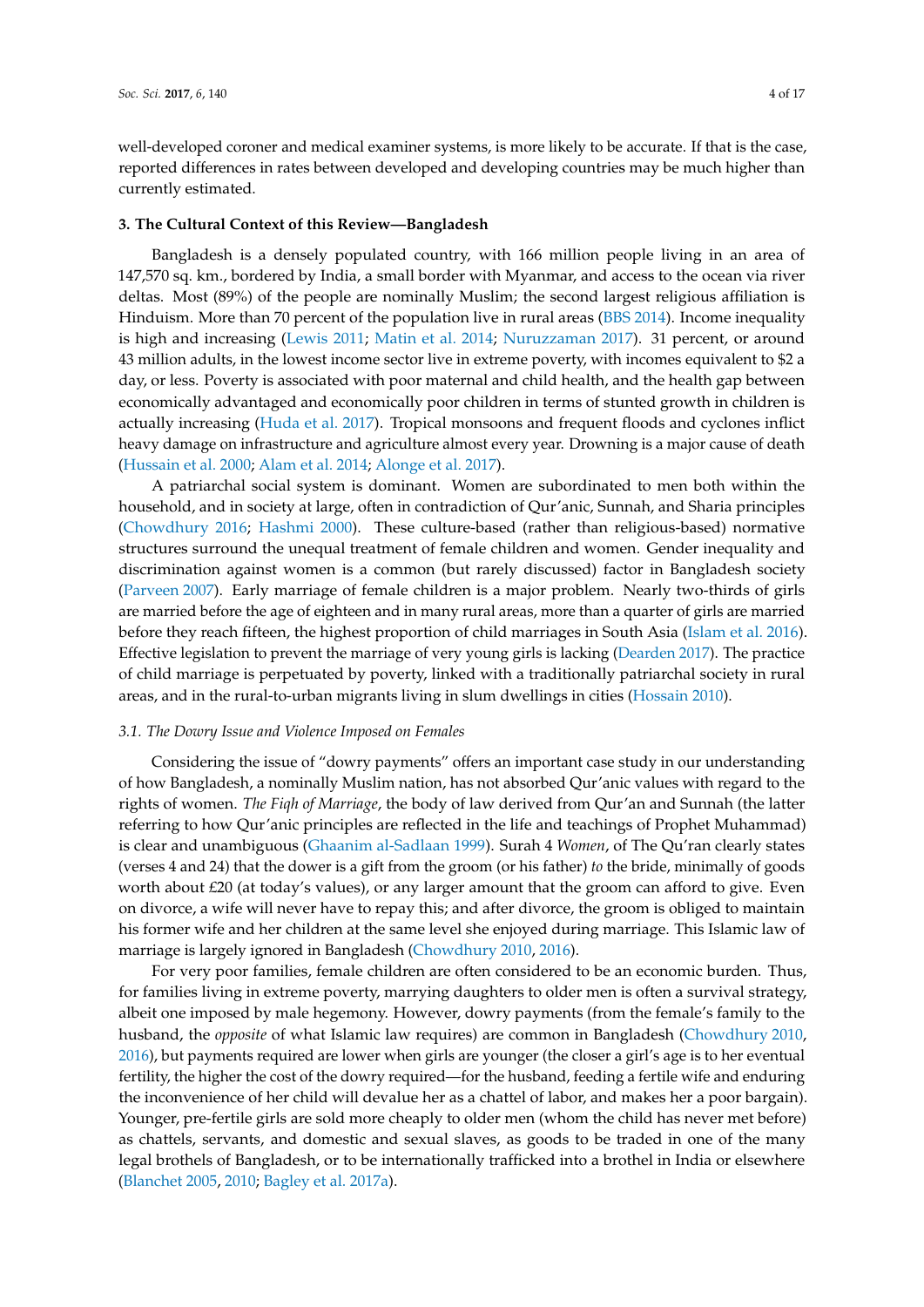well-developed coroner and medical examiner systems, is more likely to be accurate. If that is the case, reported differences in rates between developed and developing countries may be much higher than currently estimated.

## 3. The Cultural Context of this Review—Bangladesh

Bangladesh is a densely populated country, with 166 million people living in an area of 147,570 sq. km., bordered by India, a small border with Myanmar, and access to the ocean via river deltas. Most (89%) of the people are nominally Muslim; the second largest religious affiliation is Hinduism. More than 70 percent of the population live in rural areas (BBS 2014). Income inequality is high and increasing (Lewis 2011; Matin et al. 2014; Nuruzzaman 2017). 31 percent, or around 43 million adults, in the lowest income sector live in extreme poverty, with incomes equivalent to $2 a day, or less. Poverty is associated with poor maternal and child health, and the health gap between economically advantaged and economically poor children in terms of stunted growth in children is actually increasing (Huda et al. 2017). Tropical monsoons and frequent floods and cyclones inflict heavy damage on infrastructure and agriculture almost every year. Drowning is a major cause of death (Hussain et al. 2000; Alam et al. 2014; Alonge et al. 2017).

A patriarchal social system is dominant. Women are subordinated to men both within the household, and in society at large, often in contradiction of Qur'anic, Sunnah, and Sharia principles (Chowdhury 2016; Hashmi 2000). These culture-based (rather than religious-based) normative structures surround the unequal treatment of female children and women. Gender inequality and discrimination against women is a common (but rarely discussed) factor in Bangladesh society (Parveen 2007). Early marriage of female children is a major problem. Nearly two-thirds of girls are married before the age of eighteen and in many rural areas, more than a quarter of girls are married before they reach fifteen, the highest proportion of child marriages in South Asia (Islam et al. 2016). Effective legislation to prevent the marriage of very young girls is lacking (Dearden 2017). The practice of child marriage is perpetuated by poverty, linked with a traditionally patriarchal society in rural areas, and in the rural-to-urban migrants living in slum dwellings in cities (Hossain 2010).

### 3.1. The Dowry Issue and Violence Imposed on Females

Considering the issue of "dowry payments" offers an important case study in our understanding of how Bangladesh, a nominally Muslim nation, has not absorbed Qur'anic values with regard to the rights of women. *The Fiqh of Marriage*, the body of law derived from Qur'an and Sunnah (the latter referring to how Qur'anic principles are reflected in the life and teachings of Prophet Muhammad) is clear and unambiguous (Ghaanim al-Sadlaan 1999). Surah 4 *Women*, of The Qu'ran clearly states (verses 4 and 24) that the dower is a gift from the groom (or his father) *to* the bride, minimally of goods worth about £20 (at today's values), or any larger amount that the groom can afford to give. Even on divorce, a wife will never have to repay this; and after divorce, the groom is obliged to maintain his former wife and her children at the same level she enjoyed during marriage. This Islamic law of marriage is largely ignored in Bangladesh (Chowdhury 2010, 2016).

For very poor families, female children are often considered to be an economic burden. Thus, for families living in extreme poverty, marrying daughters to older men is often a survival strategy, albeit one imposed by male hegemony. However, dowry payments (from the female's family to the husband, the *opposite* of what Islamic law requires) are common in Bangladesh (Chowdhury 2010, 2016), but payments required are lower when girls are younger (the closer a girl's age is to her eventual fertility, the higher the cost of the dowry required—for the husband, feeding a fertile wife and enduring the inconvenience of her child will devalue her as a chattel of labor, and makes her a poor bargain). Younger, pre-fertile girls are sold more cheaply to older men (whom the child has never met before) as chattels, servants, and domestic and sexual slaves, as goods to be traded in one of the many legal brothels of Bangladesh, or to be internationally trafficked into a brothel in India or elsewhere (Blanchet 2005, 2010; Bagley et al. 2017a).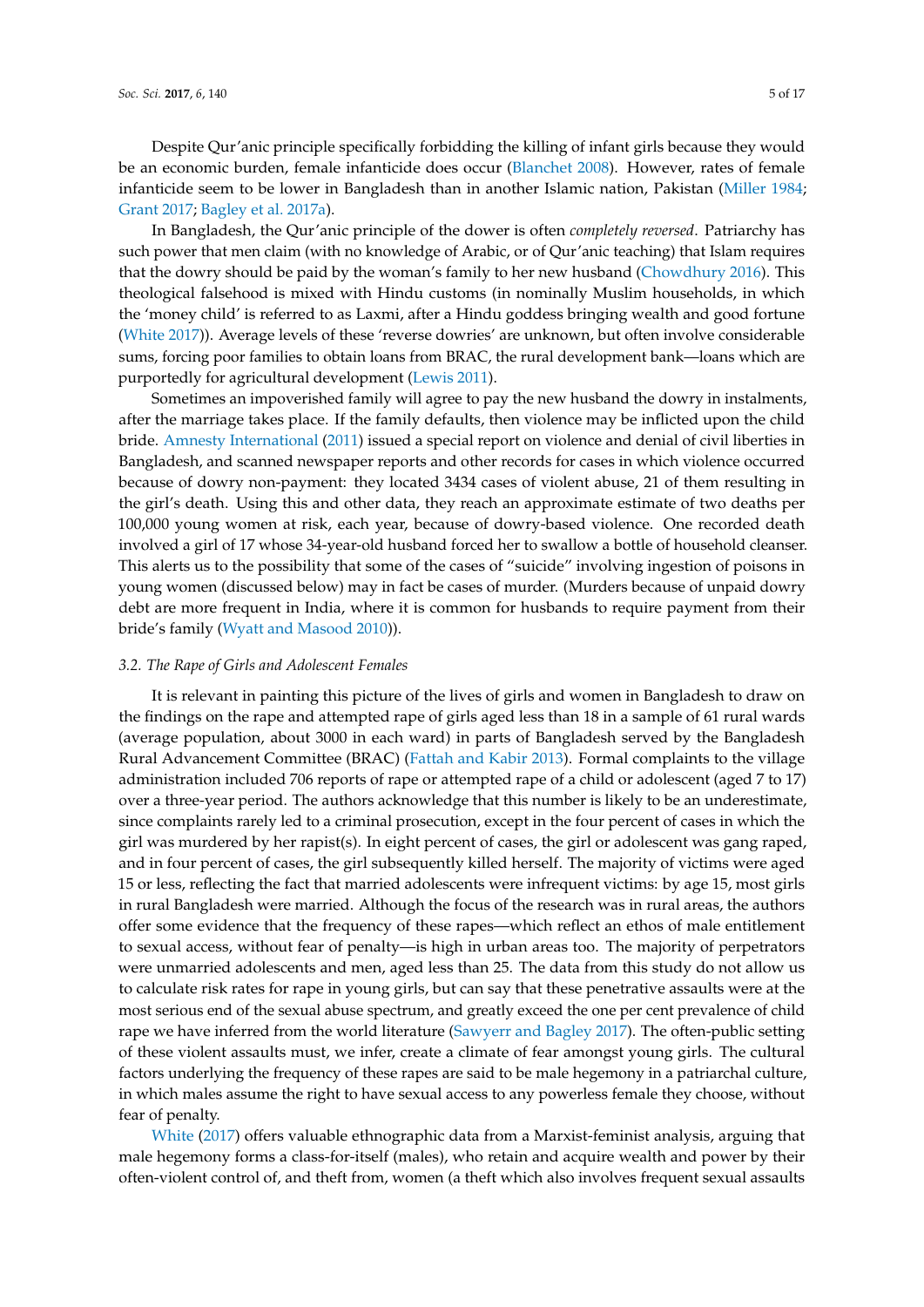Despite Qur'anic principle specifically forbidding the killing of infant girls because they would be an economic burden, female infanticide does occur (Blanchet 2008). However, rates of female infanticide seem to be lower in Bangladesh than in another Islamic nation, Pakistan (Miller 1984; Grant 2017; Bagley et al. 2017a).

In Bangladesh, the Qur'anic principle of the dower is often *completely reversed*. Patriarchy has such power that men claim (with no knowledge of Arabic, or of Qur'anic teaching) that Islam requires that the dowry should be paid by the woman's family to her new husband (Chowdhury 2016). This theological falsehood is mixed with Hindu customs (in nominally Muslim households, in which the 'money child' is referred to as Laxmi, after a Hindu goddess bringing wealth and good fortune (White 2017)). Average levels of these 'reverse dowries' are unknown, but often involve considerable sums, forcing poor families to obtain loans from BRAC, the rural development bank—loans which are purportedly for agricultural development (Lewis 2011).

Sometimes an impoverished family will agree to pay the new husband the dowry in instalments, after the marriage takes place. If the family defaults, then violence may be inflicted upon the child bride. Amnesty International (2011) issued a special report on violence and denial of civil liberties in Bangladesh, and scanned newspaper reports and other records for cases in which violence occurred because of dowry non-payment: they located 3434 cases of violent abuse, 21 of them resulting in the girl's death. Using this and other data, they reach an approximate estimate of two deaths per 100,000 young women at risk, each year, because of dowry-based violence. One recorded death involved a girl of 17 whose 34-year-old husband forced her to swallow a bottle of household cleanser. This alerts us to the possibility that some of the cases of "suicide" involving ingestion of poisons in young women (discussed below) may in fact be cases of murder. (Murders because of unpaid dowry debt are more frequent in India, where it is common for husbands to require payment from their bride's family (Wyatt and Masood 2010)).

### 3.2. The Rape of Girls and Adolescent Females

It is relevant in painting this picture of the lives of girls and women in Bangladesh to draw on the findings on the rape and attempted rape of girls aged less than 18 in a sample of 61 rural wards (average population, about 3000 in each ward) in parts of Bangladesh served by the Bangladesh Rural Advancement Committee (BRAC) (Fattah and Kabir 2013). Formal complaints to the village administration included 706 reports of rape or attempted rape of a child or adolescent (aged 7 to 17) over a three-year period. The authors acknowledge that this number is likely to be an underestimate, since complaints rarely led to a criminal prosecution, except in the four percent of cases in which the girl was murdered by her rapist(s). In eight percent of cases, the girl or adolescent was gang raped, and in four percent of cases, the girl subsequently killed herself. The majority of victims were aged 15 or less, reflecting the fact that married adolescents were infrequent victims: by age 15, most girls in rural Bangladesh were married. Although the focus of the research was in rural areas, the authors offer some evidence that the frequency of these rapes—which reflect an ethos of male entitlement to sexual access, without fear of penalty—is high in urban areas too. The majority of perpetrators were unmarried adolescents and men, aged less than 25. The data from this study do not allow us to calculate risk rates for rape in young girls, but can say that these penetrative assaults were at the most serious end of the sexual abuse spectrum, and greatly exceed the one per cent prevalence of child rape we have inferred from the world literature (Sawyerr and Bagley 2017). The often-public setting of these violent assaults must, we infer, create a climate of fear amongst young girls. The cultural factors underlying the frequency of these rapes are said to be male hegemony in a patriarchal culture, in which males assume the right to have sexual access to any powerless female they choose, without fear of penalty.

White (2017) offers valuable ethnographic data from a Marxist-feminist analysis, arguing that male hegemony forms a class-for-itself (males), who retain and acquire wealth and power by their often-violent control of, and theft from, women (a theft which also involves frequent sexual assaults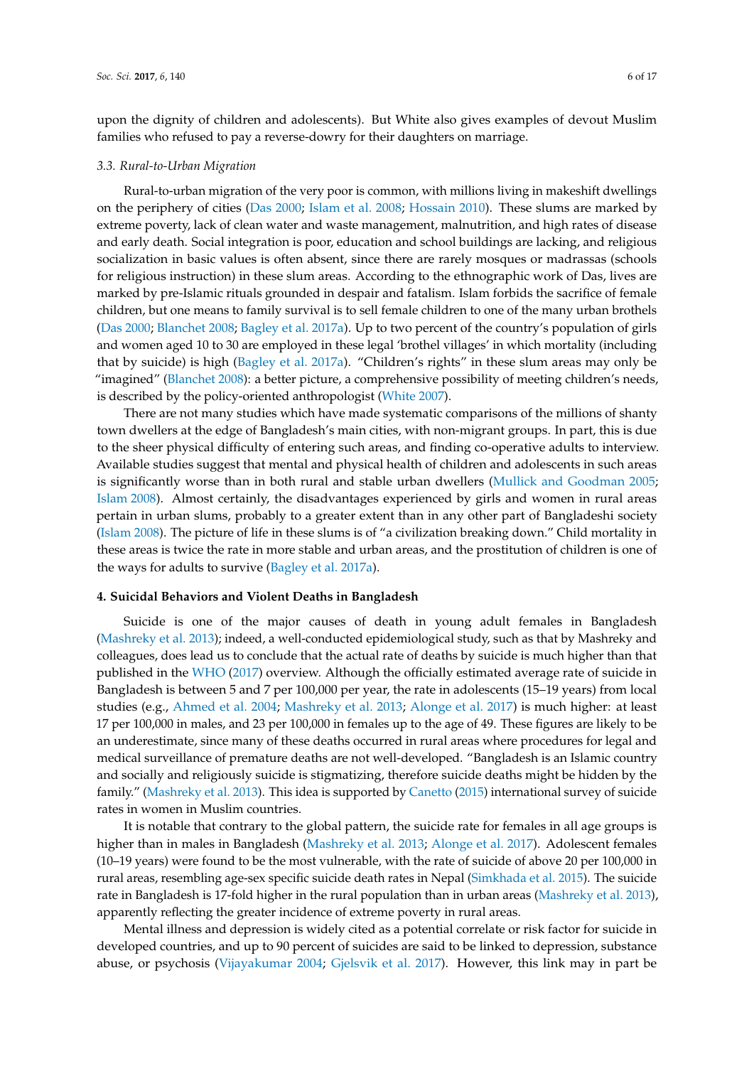upon the dignity of children and adolescents). But White also gives examples of devout Muslim families who refused to pay a reverse-dowry for their daughters on marriage.

### *3.3. Rural-to-Urban Migration*

Rural-to-urban migration of the very poor is common, with millions living in makeshift dwellings on the periphery of cities (Das 2000; Islam et al. 2008; Hossain 2010). These slums are marked by extreme poverty, lack of clean water and waste management, malnutrition, and high rates of disease and early death. Social integration is poor, education and school buildings are lacking, and religious socialization in basic values is often absent, since there are rarely mosques or madrassas (schools for religious instruction) in these slum areas. According to the ethnographic work of Das, lives are marked by pre-Islamic rituals grounded in despair and fatalism. Islam forbids the sacrifice of female children, but one means to family survival is to sell female children to one of the many urban brothels (Das 2000; Blanchet 2008; Bagley et al. 2017a). Up to two percent of the country's population of girls and women aged 10 to 30 are employed in these legal 'brothel villages' in which mortality (including that by suicide) is high (Bagley et al. 2017a). "Children's rights" in these slum areas may only be "imagined" (Blanchet 2008): a better picture, a comprehensive possibility of meeting children's needs, is described by the policy-oriented anthropologist (White 2007).

There are not many studies which have made systematic comparisons of the millions of shanty town dwellers at the edge of Bangladesh's main cities, with non-migrant groups. In part, this is due to the sheer physical difficulty of entering such areas, and finding co-operative adults to interview. Available studies suggest that mental and physical health of children and adolescents in such areas is significantly worse than in both rural and stable urban dwellers (Mullick and Goodman 2005; Islam 2008). Almost certainly, the disadvantages experienced by girls and women in rural areas pertain in urban slums, probably to a greater extent than in any other part of Bangladeshi society (Islam 2008). The picture of life in these slums is of "a civilization breaking down." Child mortality in these areas is twice the rate in more stable and urban areas, and the prostitution of children is one of the ways for adults to survive (Bagley et al. 2017a).

## **4. Suicidal Behaviors and Violent Deaths in Bangladesh**

Suicide is one of the major causes of death in young adult females in Bangladesh (Mashreky et al. 2013); indeed, a well-conducted epidemiological study, such as that by Mashreky and colleagues, does lead us to conclude that the actual rate of deaths by suicide is much higher than that published in the WHO (2017) overview. Although the officially estimated average rate of suicide in Bangladesh is between 5 and 7 per 100,000 per year, the rate in adolescents (15–19 years) from local studies (e.g., Ahmed et al. 2004; Mashreky et al. 2013; Alonge et al. 2017) is much higher: at least 17 per 100,000 in males, and 23 per 100,000 in females up to the age of 49. These figures are likely to be an underestimate, since many of these deaths occurred in rural areas where procedures for legal and medical surveillance of premature deaths are not well-developed. "Bangladesh is an Islamic country and socially and religiously suicide is stigmatizing, therefore suicide deaths might be hidden by the family." (Mashreky et al. 2013). This idea is supported by Canetto (2015) international survey of suicide rates in women in Muslim countries.

It is notable that contrary to the global pattern, the suicide rate for females in all age groups is higher than in males in Bangladesh (Mashreky et al. 2013; Alonge et al. 2017). Adolescent females (10–19 years) were found to be the most vulnerable, with the rate of suicide of above 20 per 100,000 in rural areas, resembling age-sex specific suicide death rates in Nepal (Simkhada et al. 2015). The suicide rate in Bangladesh is 17-fold higher in the rural population than in urban areas (Mashreky et al. 2013), apparently reflecting the greater incidence of extreme poverty in rural areas.

Mental illness and depression is widely cited as a potential correlate or risk factor for suicide in developed countries, and up to 90 percent of suicides are said to be linked to depression, substance abuse, or psychosis (Vijayakumar 2004; Gjelsvik et al. 2017). However, this link may in part be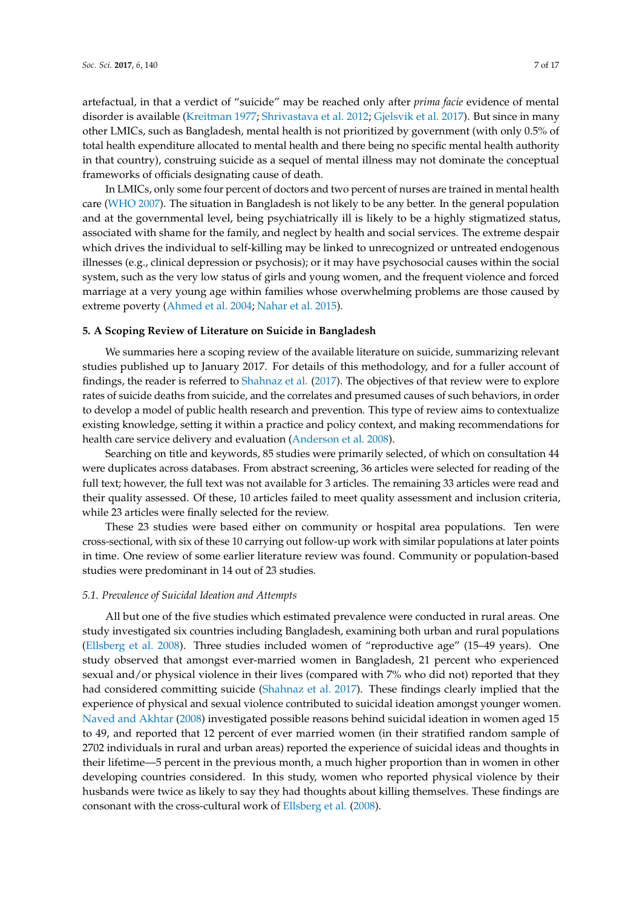artefactual, in that a verdict of "suicide" may be reached only after *prima facie* evidence of mental disorder is available (Kreitman 1977; Shrivastava et al. 2012; Gjelsvik et al. 2017). But since in many other LMICs, such as Bangladesh, mental health is not prioritized by government (with only 0.5% of total health expenditure allocated to mental health and there being no specific mental health authority in that country), construing suicide as a sequel of mental illness may not dominate the conceptual frameworks of officials designating cause of death.

In LMICs, only some four percent of doctors and two percent of nurses are trained in mental health care (WHO 2007). The situation in Bangladesh is not likely to be any better. In the general population and at the governmental level, being psychiatrically ill is likely to be a highly stigmatized status, associated with shame for the family, and neglect by health and social services. The extreme despair which drives the individual to self-killing may be linked to unrecognized or untreated endogenous illnesses (e.g., clinical depression or psychosis); or it may have psychosocial causes within the social system, such as the very low status of girls and young women, and the frequent violence and forced marriage at a very young age within families whose overwhelming problems are those caused by extreme poverty (Ahmed et al. 2004; Nahar et al. 2015).

## 5. A Scoping Review of Literature on Suicide in Bangladesh

We summaries here a scoping review of the available literature on suicide, summarizing relevant studies published up to January 2017. For details of this methodology, and for a fuller account of findings, the reader is referred to Shahnaz et al. (2017). The objectives of that review were to explore rates of suicide deaths from suicide, and the correlates and presumed causes of such behaviors, in order to develop a model of public health research and prevention. This type of review aims to contextualize existing knowledge, setting it within a practice and policy context, and making recommendations for health care service delivery and evaluation (Anderson et al. 2008).

Searching on title and keywords, 85 studies were primarily selected, of which on consultation 44 were duplicates across databases. From abstract screening, 36 articles were selected for reading of the full text; however, the full text was not available for 3 articles. The remaining 33 articles were read and their quality assessed. Of these, 10 articles failed to meet quality assessment and inclusion criteria, while 23 articles were finally selected for the review.

These 23 studies were based either on community or hospital area populations. Ten were cross-sectional, with six of these 10 carrying out follow-up work with similar populations at later points in time. One review of some earlier literature review was found. Community or population-based studies were predominant in 14 out of 23 studies.

### *5.1. Prevalence of Suicidal Ideation and Attempts*

All but one of the five studies which estimated prevalence were conducted in rural areas. One study investigated six countries including Bangladesh, examining both urban and rural populations (Ellsberg et al. 2008). Three studies included women of "reproductive age" (15–49 years). One study observed that amongst ever-married women in Bangladesh, 21 percent who experienced sexual and/or physical violence in their lives (compared with 7% who did not) reported that they had considered committing suicide (Shahnaz et al. 2017). These findings clearly implied that the experience of physical and sexual violence contributed to suicidal ideation amongst younger women. Naved and Akhtar (2008) investigated possible reasons behind suicidal ideation in women aged 15 to 49, and reported that 12 percent of ever married women (in their stratified random sample of 2702 individuals in rural and urban areas) reported the experience of suicidal ideas and thoughts in their lifetime—5 percent in the previous month, a much higher proportion than in women in other developing countries considered. In this study, women who reported physical violence by their husbands were twice as likely to say they had thoughts about killing themselves. These findings are consonant with the cross-cultural work of Ellsberg et al. (2008).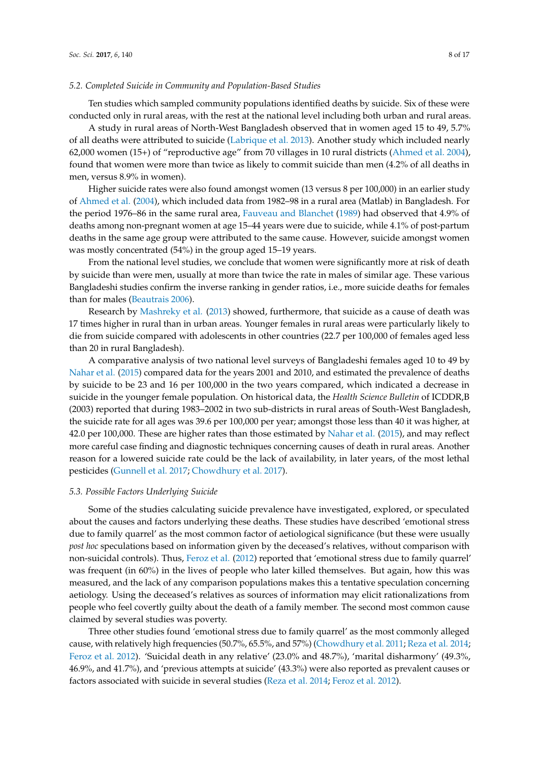### 5.2. Completed Suicide in Community and Population-Based Studies

Ten studies which sampled community populations identified deaths by suicide. Six of these were conducted only in rural areas, with the rest at the national level including both urban and rural areas.

A study in rural areas of North-West Bangladesh observed that in women aged 15 to 49, 5.7% of all deaths were attributed to suicide (Labrique et al. 2013). Another study which included nearly 62,000 women (15+) of "reproductive age" from 70 villages in 10 rural districts (Ahmed et al. 2004), found that women were more than twice as likely to commit suicide than men (4.2% of all deaths in men, versus 8.9% in women).

Higher suicide rates were also found amongst women (13 versus 8 per 100,000) in an earlier study of Ahmed et al. (2004), which included data from 1982–98 in a rural area (Matlab) in Bangladesh. For the period 1976–86 in the same rural area, Fauveau and Blanchet (1989) had observed that 4.9% of deaths among non-pregnant women at age 15–44 years were due to suicide, while 4.1% of post-partum deaths in the same age group were attributed to the same cause. However, suicide amongst women was mostly concentrated (54%) in the group aged 15–19 years.

From the national level studies, we conclude that women were significantly more at risk of death by suicide than were men, usually at more than twice the rate in males of similar age. These various Bangladeshi studies confirm the inverse ranking in gender ratios, i.e., more suicide deaths for females than for males (Beautrais 2006).

Research by Mashreky et al. (2013) showed, furthermore, that suicide as a cause of death was 17 times higher in rural than in urban areas. Younger females in rural areas were particularly likely to die from suicide compared with adolescents in other countries (22.7 per 100,000 of females aged less than 20 in rural Bangladesh).

A comparative analysis of two national level surveys of Bangladeshi females aged 10 to 49 by Nahar et al. (2015) compared data for the years 2001 and 2010, and estimated the prevalence of deaths by suicide to be 23 and 16 per 100,000 in the two years compared, which indicated a decrease in suicide in the younger female population. On historical data, the *Health Science Bulletin* of ICDDR,B (2003) reported that during 1983–2002 in two sub-districts in rural areas of South-West Bangladesh, the suicide rate for all ages was 39.6 per 100,000 per year; amongst those less than 40 it was higher, at 42.0 per 100,000. These are higher rates than those estimated by Nahar et al. (2015), and may reflect more careful case finding and diagnostic techniques concerning causes of death in rural areas. Another reason for a lowered suicide rate could be the lack of availability, in later years, of the most lethal pesticides (Gunnell et al. 2017; Chowdhury et al. 2017).

### 5.3. Possible Factors Underlying Suicide

Some of the studies calculating suicide prevalence have investigated, explored, or speculated about the causes and factors underlying these deaths. These studies have described 'emotional stress due to family quarrel' as the most common factor of aetiological significance (but these were usually *post hoc* speculations based on information given by the deceased's relatives, without comparison with non-suicidal controls). Thus, Feroz et al. (2012) reported that 'emotional stress due to family quarrel' was frequent (in 60%) in the lives of people who later killed themselves. But again, how this was measured, and the lack of any comparison populations makes this a tentative speculation concerning aetiology. Using the deceased's relatives as sources of information may elicit rationalizations from people who feel covertly guilty about the death of a family member. The second most common cause claimed by several studies was poverty.

Three other studies found 'emotional stress due to family quarrel' as the most commonly alleged cause, with relatively high frequencies (50.7%, 65.5%, and 57%) (Chowdhury et al. 2011; Reza et al. 2014; Feroz et al. 2012). 'Suicidal death in any relative' (23.0% and 48.7%), 'marital disharmony' (49.3%, 46.9%, and 41.7%), and 'previous attempts at suicide' (43.3%) were also reported as prevalent causes or factors associated with suicide in several studies (Reza et al. 2014; Feroz et al. 2012).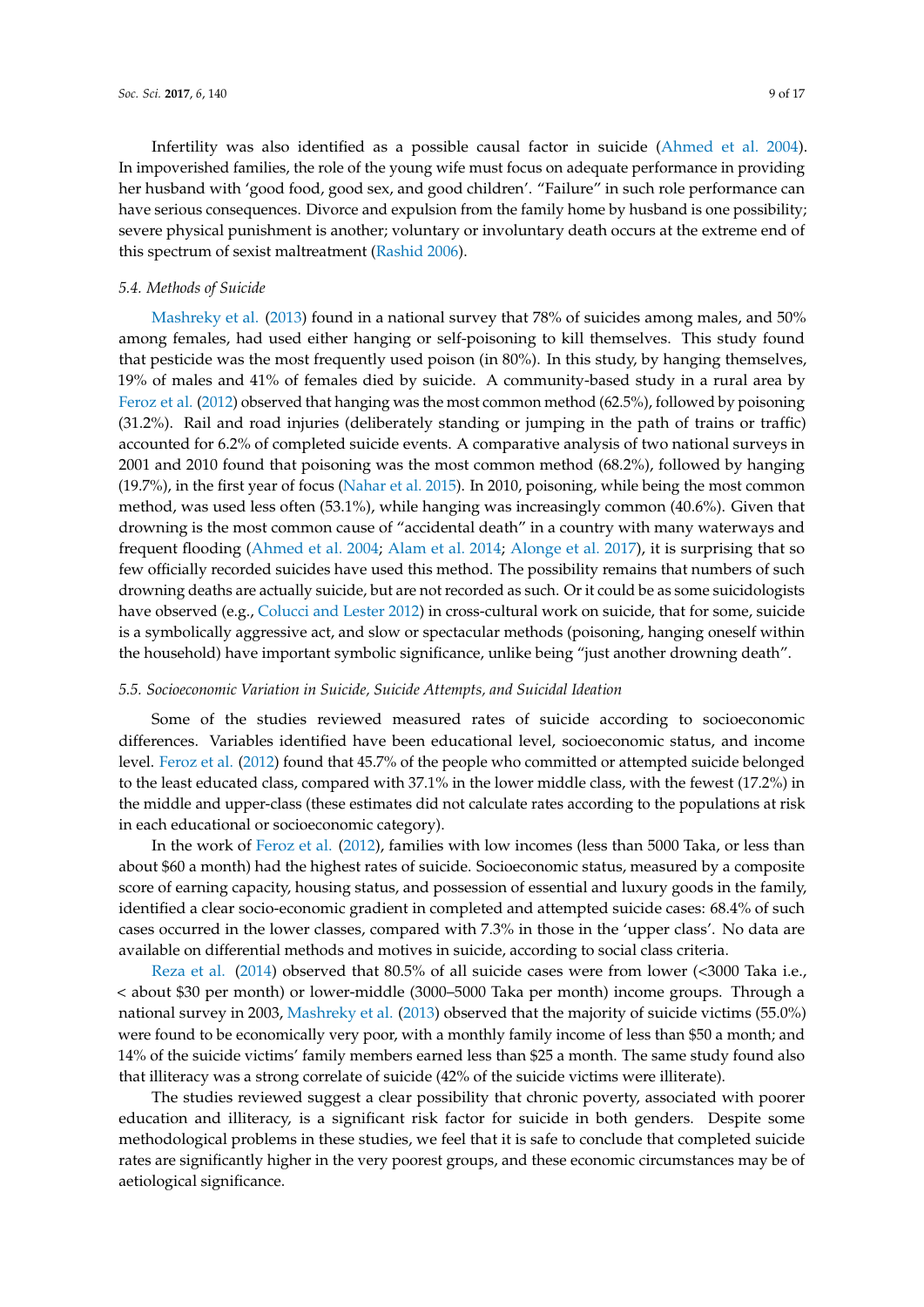Infertility was also identified as a possible causal factor in suicide (Ahmed et al. 2004). In impoverished families, the role of the young wife must focus on adequate performance in providing her husband with 'good food, good sex, and good children'. "Failure" in such role performance can have serious consequences. Divorce and expulsion from the family home by husband is one possibility; severe physical punishment is another; voluntary or involuntary death occurs at the extreme end of this spectrum of sexist maltreatment (Rashid 2006).

### *5.4. Methods of Suicide*

Mashreky et al. (2013) found in a national survey that 78% of suicides among males, and 50% among females, had used either hanging or self-poisoning to kill themselves. This study found that pesticide was the most frequently used poison (in 80%). In this study, by hanging themselves, 19% of males and 41% of females died by suicide. A community-based study in a rural area by Feroz et al. (2012) observed that hanging was the most common method (62.5%), followed by poisoning (31.2%). Rail and road injuries (deliberately standing or jumping in the path of trains or traffic) accounted for 6.2% of completed suicide events. A comparative analysis of two national surveys in 2001 and 2010 found that poisoning was the most common method (68.2%), followed by hanging (19.7%), in the first year of focus (Nahar et al. 2015). In 2010, poisoning, while being the most common method, was used less often (53.1%), while hanging was increasingly common (40.6%). Given that drowning is the most common cause of "accidental death" in a country with many waterways and frequent flooding (Ahmed et al. 2004; Alam et al. 2014; Alonge et al. 2017), it is surprising that so few officially recorded suicides have used this method. The possibility remains that numbers of such drowning deaths are actually suicide, but are not recorded as such. Or it could be as some suicidologists have observed (e.g., Colucci and Lester 2012) in cross-cultural work on suicide, that for some, suicide is a symbolically aggressive act, and slow or spectacular methods (poisoning, hanging oneself within the household) have important symbolic significance, unlike being "just another drowning death".

### *5.5. Socioeconomic Variation in Suicide, Suicide Attempts, and Suicidal Ideation*

Some of the studies reviewed measured rates of suicide according to socioeconomic differences. Variables identified have been educational level, socioeconomic status, and income level. Feroz et al. (2012) found that 45.7% of the people who committed or attempted suicide belonged to the least educated class, compared with 37.1% in the lower middle class, with the fewest (17.2%) in the middle and upper-class (these estimates did not calculate rates according to the populations at risk in each educational or socioeconomic category).

In the work of Feroz et al. (2012), families with low incomes (less than 5000 Taka, or less than about $60 a month) had the highest rates of suicide. Socioeconomic status, measured by a composite score of earning capacity, housing status, and possession of essential and luxury goods in the family, identified a clear socio-economic gradient in completed and attempted suicide cases: 68.4% of such cases occurred in the lower classes, compared with 7.3% in those in the 'upper class'. No data are available on differential methods and motives in suicide, according to social class criteria.

Reza et al. (2014) observed that 80.5% of all suicide cases were from lower (<3000 Taka i.e., < about $30 per month) or lower-middle (3000–5000 Taka per month) income groups. Through a national survey in 2003, Mashreky et al. (2013) observed that the majority of suicide victims (55.0%) were found to be economically very poor, with a monthly family income of less than $50 a month; and 14% of the suicide victims' family members earned less than $25 a month. The same study found also that illiteracy was a strong correlate of suicide (42% of the suicide victims were illiterate).

The studies reviewed suggest a clear possibility that chronic poverty, associated with poorer education and illiteracy, is a significant risk factor for suicide in both genders. Despite some methodological problems in these studies, we feel that it is safe to conclude that completed suicide rates are significantly higher in the very poorest groups, and these economic circumstances may be of aetiological significance.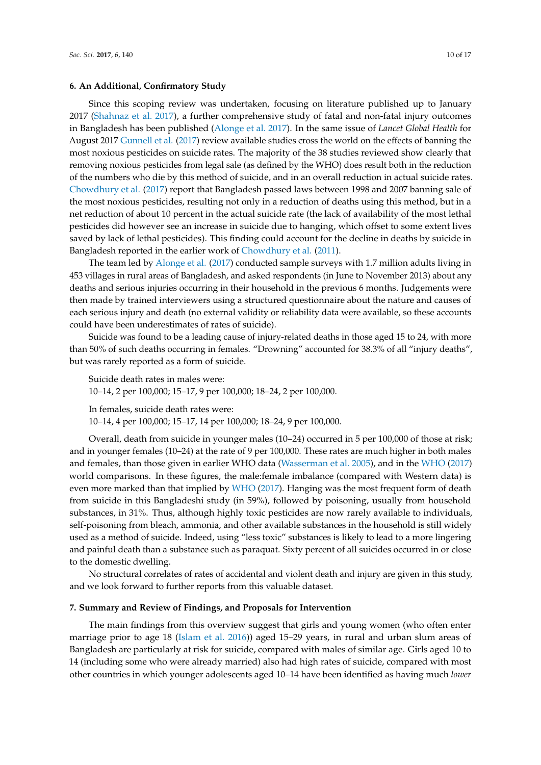## 6. An Additional, Confirmatory Study

Since this scoping review was undertaken, focusing on literature published up to January 2017 (Shahnaz et al. 2017), a further comprehensive study of fatal and non-fatal injury outcomes in Bangladesh has been published (Alonge et al. 2017). In the same issue of *Lancet Global Health* for August 2017 Gunnell et al. (2017) review available studies cross the world on the effects of banning the most noxious pesticides on suicide rates. The majority of the 38 studies reviewed show clearly that removing noxious pesticides from legal sale (as defined by the WHO) does result both in the reduction of the numbers who die by this method of suicide, and in an overall reduction in actual suicide rates. Chowdhury et al. (2017) report that Bangladesh passed laws between 1998 and 2007 banning sale of the most noxious pesticides, resulting not only in a reduction of deaths using this method, but in a net reduction of about 10 percent in the actual suicide rate (the lack of availability of the most lethal pesticides did however see an increase in suicide due to hanging, which offset to some extent lives saved by lack of lethal pesticides). This finding could account for the decline in deaths by suicide in Bangladesh reported in the earlier work of Chowdhury et al. (2011).

The team led by Alonge et al. (2017) conducted sample surveys with 1.7 million adults living in 453 villages in rural areas of Bangladesh, and asked respondents (in June to November 2013) about any deaths and serious injuries occurring in their household in the previous 6 months. Judgements were then made by trained interviewers using a structured questionnaire about the nature and causes of each serious injury and death (no external validity or reliability data were available, so these accounts could have been underestimates of rates of suicide).

Suicide was found to be a leading cause of injury-related deaths in those aged 15 to 24, with more than 50% of such deaths occurring in females. "Drowning" accounted for 38.3% of all "injury deaths", but was rarely reported as a form of suicide.

Suicide death rates in males were:
10–14, 2 per 100,000; 15–17, 9 per 100,000; 18–24, 2 per 100,000.

In females, suicide death rates were:
10–14, 4 per 100,000; 15–17, 14 per 100,000; 18–24, 9 per 100,000.

Overall, death from suicide in younger males (10–24) occurred in 5 per 100,000 of those at risk; and in younger females (10–24) at the rate of 9 per 100,000. These rates are much higher in both males and females, than those given in earlier WHO data (Wasserman et al. 2005), and in the WHO (2017) world comparisons. In these figures, the male:female imbalance (compared with Western data) is even more marked than that implied by WHO (2017). Hanging was the most frequent form of death from suicide in this Bangladeshi study (in 59%), followed by poisoning, usually from household substances, in 31%. Thus, although highly toxic pesticides are now rarely available to individuals, self-poisoning from bleach, ammonia, and other available substances in the household is still widely used as a method of suicide. Indeed, using "less toxic" substances is likely to lead to a more lingering and painful death than a substance such as paraquat. Sixty percent of all suicides occurred in or close to the domestic dwelling.

No structural correlates of rates of accidental and violent death and injury are given in this study, and we look forward to further reports from this valuable dataset.

## 7. Summary and Review of Findings, and Proposals for Intervention

The main findings from this overview suggest that girls and young women (who often enter marriage prior to age 18 (Islam et al. 2016)) aged 15–29 years, in rural and urban slum areas of Bangladesh are particularly at risk for suicide, compared with males of similar age. Girls aged 10 to 14 (including some who were already married) also had high rates of suicide, compared with most other countries in which younger adolescents aged 10–14 have been identified as having much *lower*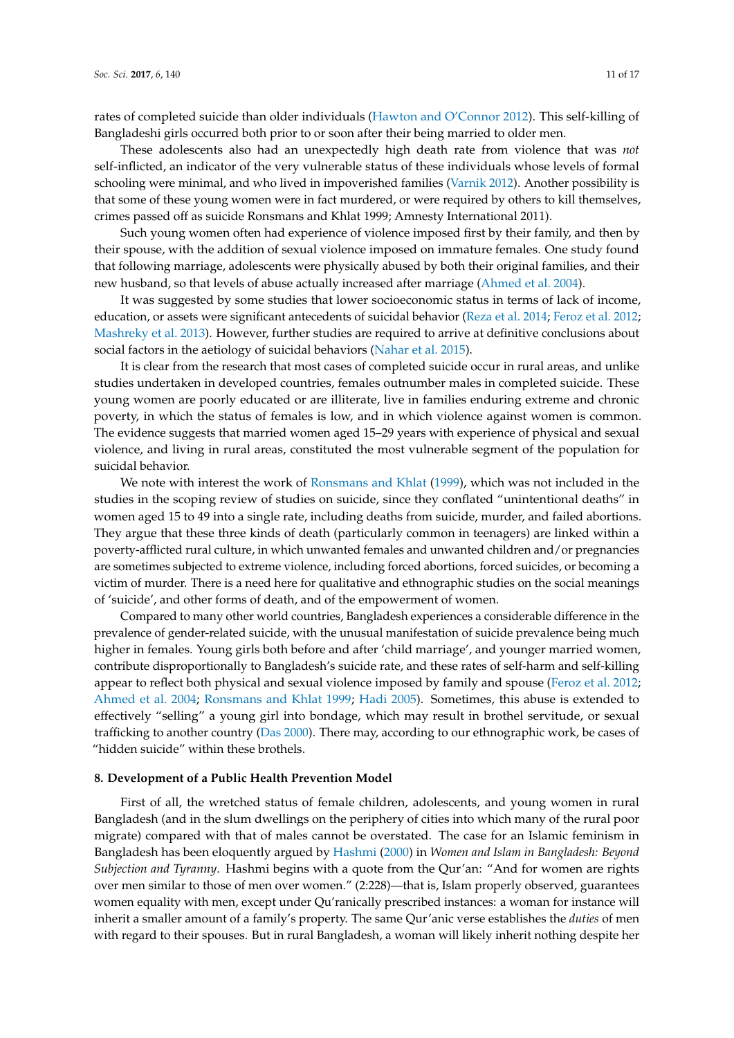rates of completed suicide than older individuals (Hawton and O'Connor 2012). This self-killing of Bangladeshi girls occurred both prior to or soon after their being married to older men.

These adolescents also had an unexpectedly high death rate from violence that was *not* self-inflicted, an indicator of the very vulnerable status of these individuals whose levels of formal schooling were minimal, and who lived in impoverished families (Varnik 2012). Another possibility is that some of these young women were in fact murdered, or were required by others to kill themselves, crimes passed off as suicide Ronsmans and Khlat 1999; Amnesty International 2011).

Such young women often had experience of violence imposed first by their family, and then by their spouse, with the addition of sexual violence imposed on immature females. One study found that following marriage, adolescents were physically abused by both their original families, and their new husband, so that levels of abuse actually increased after marriage (Ahmed et al. 2004).

It was suggested by some studies that lower socioeconomic status in terms of lack of income, education, or assets were significant antecedents of suicidal behavior (Reza et al. 2014; Feroz et al. 2012; Mashreky et al. 2013). However, further studies are required to arrive at definitive conclusions about social factors in the aetiology of suicidal behaviors (Nahar et al. 2015).

It is clear from the research that most cases of completed suicide occur in rural areas, and unlike studies undertaken in developed countries, females outnumber males in completed suicide. These young women are poorly educated or are illiterate, live in families enduring extreme and chronic poverty, in which the status of females is low, and in which violence against women is common. The evidence suggests that married women aged 15–29 years with experience of physical and sexual violence, and living in rural areas, constituted the most vulnerable segment of the population for suicidal behavior.

We note with interest the work of Ronsmans and Khlat (1999), which was not included in the studies in the scoping review of studies on suicide, since they conflated "unintentional deaths" in women aged 15 to 49 into a single rate, including deaths from suicide, murder, and failed abortions. They argue that these three kinds of death (particularly common in teenagers) are linked within a poverty-afflicted rural culture, in which unwanted females and unwanted children and/or pregnancies are sometimes subjected to extreme violence, including forced abortions, forced suicides, or becoming a victim of murder. There is a need here for qualitative and ethnographic studies on the social meanings of 'suicide', and other forms of death, and of the empowerment of women.

Compared to many other world countries, Bangladesh experiences a considerable difference in the prevalence of gender-related suicide, with the unusual manifestation of suicide prevalence being much higher in females. Young girls both before and after 'child marriage', and younger married women, contribute disproportionally to Bangladesh's suicide rate, and these rates of self-harm and self-killing appear to reflect both physical and sexual violence imposed by family and spouse (Feroz et al. 2012; Ahmed et al. 2004; Ronsmans and Khlat 1999; Hadi 2005). Sometimes, this abuse is extended to effectively "selling" a young girl into bondage, which may result in brothel servitude, or sexual trafficking to another country (Das 2000). There may, according to our ethnographic work, be cases of "hidden suicide" within these brothels.

## 8. Development of a Public Health Prevention Model

First of all, the wretched status of female children, adolescents, and young women in rural Bangladesh (and in the slum dwellings on the periphery of cities into which many of the rural poor migrate) compared with that of males cannot be overstated. The case for an Islamic feminism in Bangladesh has been eloquently argued by Hashmi (2000) in *Women and Islam in Bangladesh: Beyond Subjection and Tyranny*. Hashmi begins with a quote from the Qur'an: "And for women are rights over men similar to those of men over women." (2:228)—that is, Islam properly observed, guarantees women equality with men, except under Qu'ranically prescribed instances: a woman for instance will inherit a smaller amount of a family's property. The same Qur'anic verse establishes the *duties* of men with regard to their spouses. But in rural Bangladesh, a woman will likely inherit nothing despite her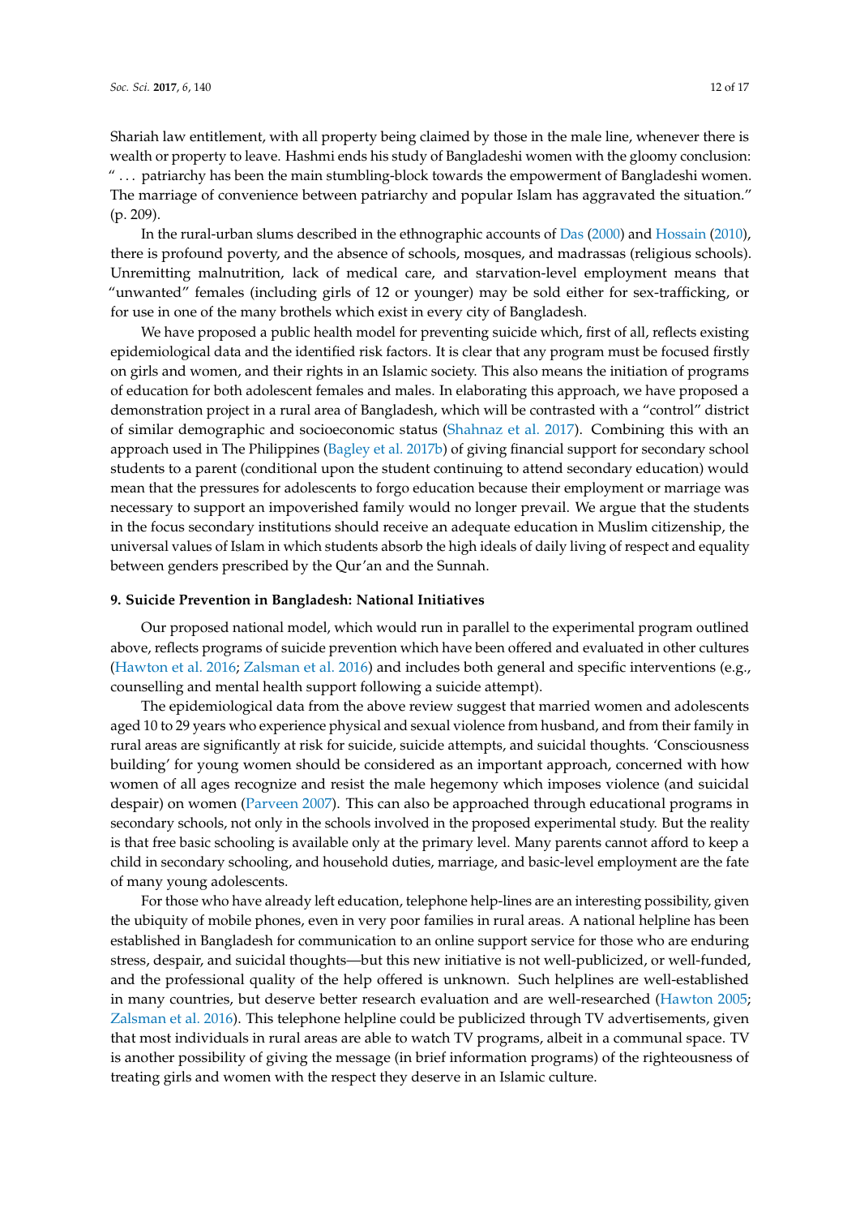Shariah law entitlement, with all property being claimed by those in the male line, whenever there is wealth or property to leave. Hashmi ends his study of Bangladeshi women with the gloomy conclusion: " ... patriarchy has been the main stumbling-block towards the empowerment of Bangladeshi women. The marriage of convenience between patriarchy and popular Islam has aggravated the situation." (p. 209).

In the rural-urban slums described in the ethnographic accounts of Das (2000) and Hossain (2010), there is profound poverty, and the absence of schools, mosques, and madrassas (religious schools). Unremitting malnutrition, lack of medical care, and starvation-level employment means that "unwanted" females (including girls of 12 or younger) may be sold either for sex-trafficking, or for use in one of the many brothels which exist in every city of Bangladesh.

We have proposed a public health model for preventing suicide which, first of all, reflects existing epidemiological data and the identified risk factors. It is clear that any program must be focused firstly on girls and women, and their rights in an Islamic society. This also means the initiation of programs of education for both adolescent females and males. In elaborating this approach, we have proposed a demonstration project in a rural area of Bangladesh, which will be contrasted with a "control" district of similar demographic and socioeconomic status (Shahnaz et al. 2017). Combining this with an approach used in The Philippines (Bagley et al. 2017b) of giving financial support for secondary school students to a parent (conditional upon the student continuing to attend secondary education) would mean that the pressures for adolescents to forgo education because their employment or marriage was necessary to support an impoverished family would no longer prevail. We argue that the students in the focus secondary institutions should receive an adequate education in Muslim citizenship, the universal values of Islam in which students absorb the high ideals of daily living of respect and equality between genders prescribed by the Qur'an and the Sunnah.

## 9. Suicide Prevention in Bangladesh: National Initiatives

Our proposed national model, which would run in parallel to the experimental program outlined above, reflects programs of suicide prevention which have been offered and evaluated in other cultures (Hawton et al. 2016; Zalsman et al. 2016) and includes both general and specific interventions (e.g., counselling and mental health support following a suicide attempt).

The epidemiological data from the above review suggest that married women and adolescents aged 10 to 29 years who experience physical and sexual violence from husband, and from their family in rural areas are significantly at risk for suicide, suicide attempts, and suicidal thoughts. 'Consciousness building' for young women should be considered as an important approach, concerned with how women of all ages recognize and resist the male hegemony which imposes violence (and suicidal despair) on women (Parveen 2007). This can also be approached through educational programs in secondary schools, not only in the schools involved in the proposed experimental study. But the reality is that free basic schooling is available only at the primary level. Many parents cannot afford to keep a child in secondary schooling, and household duties, marriage, and basic-level employment are the fate of many young adolescents.

For those who have already left education, telephone help-lines are an interesting possibility, given the ubiquity of mobile phones, even in very poor families in rural areas. A national helpline has been established in Bangladesh for communication to an online support service for those who are enduring stress, despair, and suicidal thoughts—but this new initiative is not well-publicized, or well-funded, and the professional quality of the help offered is unknown. Such helplines are well-established in many countries, but deserve better research evaluation and are well-researched (Hawton 2005; Zalsman et al. 2016). This telephone helpline could be publicized through TV advertisements, given that most individuals in rural areas are able to watch TV programs, albeit in a communal space. TV is another possibility of giving the message (in brief information programs) of the righteousness of treating girls and women with the respect they deserve in an Islamic culture.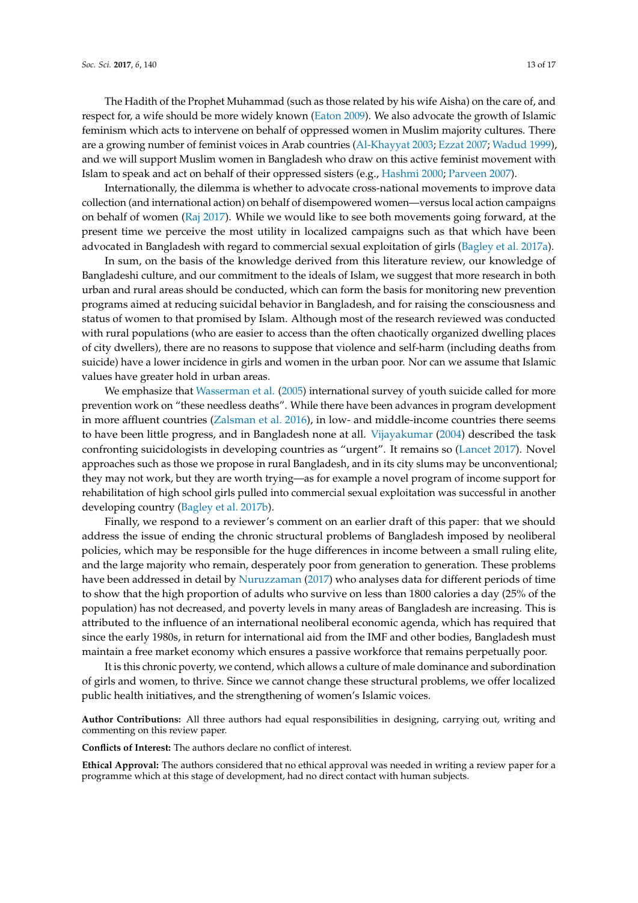The Hadith of the Prophet Muhammad (such as those related by his wife Aisha) on the care of, and respect for, a wife should be more widely known (Eaton 2009). We also advocate the growth of Islamic feminism which acts to intervene on behalf of oppressed women in Muslim majority cultures. There are a growing number of feminist voices in Arab countries (Al-Khayyat 2003; Ezzat 2007; Wadud 1999), and we will support Muslim women in Bangladesh who draw on this active feminist movement with Islam to speak and act on behalf of their oppressed sisters (e.g., Hashmi 2000; Parveen 2007).

Internationally, the dilemma is whether to advocate cross-national movements to improve data collection (and international action) on behalf of disempowered women—versus local action campaigns on behalf of women (Raj 2017). While we would like to see both movements going forward, at the present time we perceive the most utility in localized campaigns such as that which have been advocated in Bangladesh with regard to commercial sexual exploitation of girls (Bagley et al. 2017a).

In sum, on the basis of the knowledge derived from this literature review, our knowledge of Bangladeshi culture, and our commitment to the ideals of Islam, we suggest that more research in both urban and rural areas should be conducted, which can form the basis for monitoring new prevention programs aimed at reducing suicidal behavior in Bangladesh, and for raising the consciousness and status of women to that promised by Islam. Although most of the research reviewed was conducted with rural populations (who are easier to access than the often chaotically organized dwelling places of city dwellers), there are no reasons to suppose that violence and self-harm (including deaths from suicide) have a lower incidence in girls and women in the urban poor. Nor can we assume that Islamic values have greater hold in urban areas.

We emphasize that Wasserman et al. (2005) international survey of youth suicide called for more prevention work on "these needless deaths". While there have been advances in program development in more affluent countries (Zalsman et al. 2016), in low- and middle-income countries there seems to have been little progress, and in Bangladesh none at all. Vijayakumar (2004) described the task confronting suicidologists in developing countries as "urgent". It remains so (Lancet 2017). Novel approaches such as those we propose in rural Bangladesh, and in its city slums may be unconventional; they may not work, but they are worth trying—as for example a novel program of income support for rehabilitation of high school girls pulled into commercial sexual exploitation was successful in another developing country (Bagley et al. 2017b).

Finally, we respond to a reviewer's comment on an earlier draft of this paper: that we should address the issue of ending the chronic structural problems of Bangladesh imposed by neoliberal policies, which may be responsible for the huge differences in income between a small ruling elite, and the large majority who remain, desperately poor from generation to generation. These problems have been addressed in detail by Nuruzzaman (2017) who analyses data for different periods of time to show that the high proportion of adults who survive on less than 1800 calories a day (25% of the population) has not decreased, and poverty levels in many areas of Bangladesh are increasing. This is attributed to the influence of an international neoliberal economic agenda, which has required that since the early 1980s, in return for international aid from the IMF and other bodies, Bangladesh must maintain a free market economy which ensures a passive workforce that remains perpetually poor.

It is this chronic poverty, we contend, which allows a culture of male dominance and subordination of girls and women, to thrive. Since we cannot change these structural problems, we offer localized public health initiatives, and the strengthening of women's Islamic voices.

**Author Contributions:** All three authors had equal responsibilities in designing, carrying out, writing and commenting on this review paper.

**Conflicts of Interest:** The authors declare no conflict of interest.

**Ethical Approval:** The authors considered that no ethical approval was needed in writing a review paper for a programme which at this stage of development, had no direct contact with human subjects.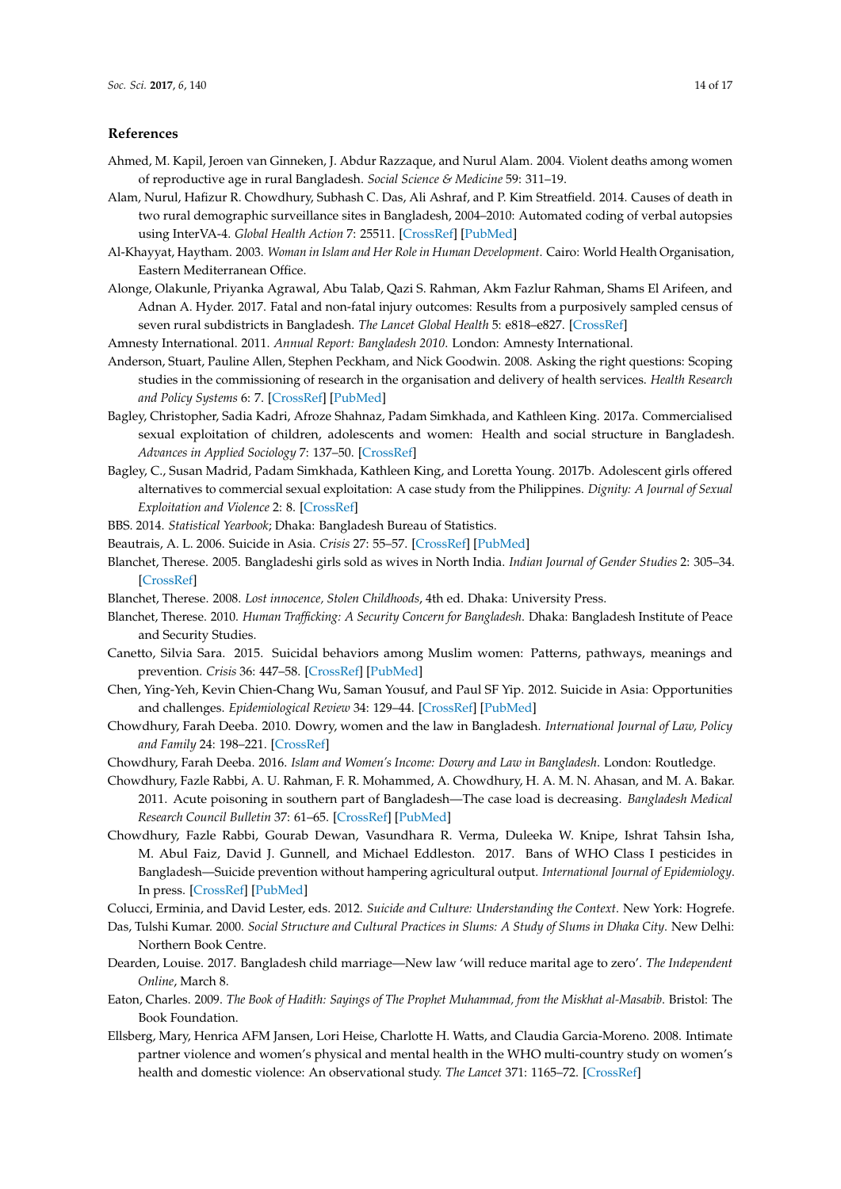## References

Ahmed, M. Kapil, Jeroen van Ginneken, J. Abdur Razzaque, and Nurul Alam. 2004. Violent deaths among women of reproductive age in rural Bangladesh. *Social Science & Medicine* 59: 311–19.

Alam, Nurul, Hafizur R. Chowdhury, Subhash C. Das, Ali Ashraf, and P. Kim Streatfield. 2014. Causes of death in two rural demographic surveillance sites in Bangladesh, 2004–2010: Automated coding of verbal autopsies using InterVA-4. *Global Health Action* 7: 25511. [CrossRef] [PubMed]

Al-Khayyat, Haytham. 2003. *Woman in Islam and Her Role in Human Development*. Cairo: World Health Organisation, Eastern Mediterranean Office.

Alonge, Olakunle, Priyanka Agrawal, Abu Talab, Qazi S. Rahman, Akm Fazlur Rahman, Shams El Arifeen, and Adnan A. Hyder. 2017. Fatal and non-fatal injury outcomes: Results from a purposively sampled census of seven rural subdistricts in Bangladesh. *The Lancet Global Health* 5: e818–e827. [CrossRef]

Amnesty International. 2011. *Annual Report: Bangladesh 2010*. London: Amnesty International.

Anderson, Stuart, Pauline Allen, Stephen Peckham, and Nick Goodwin. 2008. Asking the right questions: Scoping studies in the commissioning of research in the organisation and delivery of health services. *Health Research and Policy Systems* 6: 7. [CrossRef] [PubMed]

Bagley, Christopher, Sadia Kadri, Afroze Shahnaz, Padam Simkhada, and Kathleen King. 2017a. Commercialised sexual exploitation of children, adolescents and women: Health and social structure in Bangladesh. *Advances in Applied Sociology* 7: 137–50. [CrossRef]

Bagley, C., Susan Madrid, Padam Simkhada, Kathleen King, and Loretta Young. 2017b. Adolescent girls offered alternatives to commercial sexual exploitation: A case study from the Philippines. *Dignity: A Journal of Sexual Exploitation and Violence* 2: 8. [CrossRef]

BBS. 2014. *Statistical Yearbook*; Dhaka: Bangladesh Bureau of Statistics.

Beautrais, A. L. 2006. Suicide in Asia. *Crisis* 27: 55–57. [CrossRef] [PubMed]

Blanchet, Therese. 2005. Bangladeshi girls sold as wives in North India. *Indian Journal of Gender Studies* 2: 305–34. [CrossRef]

Blanchet, Therese. 2008. *Lost innocence, Stolen Childhoods*, 4th ed. Dhaka: University Press.

Blanchet, Therese. 2010. *Human Trafficking: A Security Concern for Bangladesh*. Dhaka: Bangladesh Institute of Peace and Security Studies.

Canetto, Silvia Sara. 2015. Suicidal behaviors among Muslim women: Patterns, pathways, meanings and prevention. *Crisis* 36: 447–58. [CrossRef] [PubMed]

Chen, Ying-Yeh, Kevin Chien-Chang Wu, Saman Yousuf, and Paul SF Yip. 2012. Suicide in Asia: Opportunities and challenges. *Epidemiological Review* 34: 129–44. [CrossRef] [PubMed]

Chowdhury, Farah Deeba. 2010. Dowry, women and the law in Bangladesh. *International Journal of Law, Policy and Family* 24: 198–221. [CrossRef]

Chowdhury, Farah Deeba. 2016. *Islam and Women's Income: Dowry and Law in Bangladesh*. London: Routledge.

Chowdhury, Fazle Rabbi, A. U. Rahman, F. R. Mohammed, A. Chowdhury, H. A. M. N. Ahasan, and M. A. Bakar. 2011. Acute poisoning in southern part of Bangladesh—The case load is decreasing. *Bangladesh Medical Research Council Bulletin* 37: 61–65. [CrossRef] [PubMed]

Chowdhury, Fazle Rabbi, Gourab Dewan, Vasundhara R. Verma, Duleeka W. Knipe, Ishrat Tahsin Isha, M. Abul Faiz, David J. Gunnell, and Michael Eddleston. 2017. Bans of WHO Class I pesticides in Bangladesh—Suicide prevention without hampering agricultural output. *International Journal of Epidemiology*. In press. [CrossRef] [PubMed]

Colucci, Erminia, and David Lester, eds. 2012. *Suicide and Culture: Understanding the Context*. New York: Hogrefe.

Das, Tulshi Kumar. 2000. *Social Structure and Cultural Practices in Slums: A Study of Slums in Dhaka City*. New Delhi: Northern Book Centre.

Dearden, Louise. 2017. Bangladesh child marriage—New law 'will reduce marital age to zero'. *The Independent Online*, March 8.

Eaton, Charles. 2009. *The Book of Hadith: Sayings of The Prophet Muhammad, from the Miskhat al-Masabib*. Bristol: The Book Foundation.

Ellsberg, Mary, Henrica AFM Jansen, Lori Heise, Charlotte H. Watts, and Claudia Garcia-Moreno. 2008. Intimate partner violence and women's physical and mental health in the WHO multi-country study on women's health and domestic violence: An observational study. *The Lancet* 371: 1165–72. [CrossRef]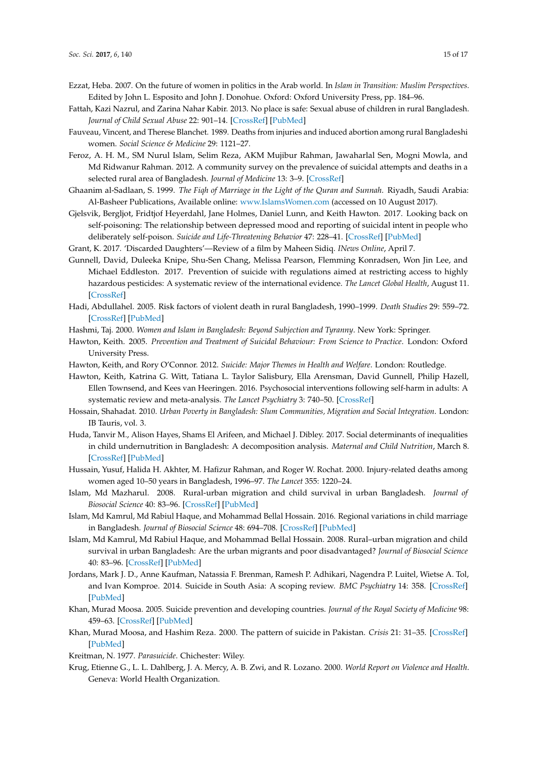Ezzat, Heba. 2007. On the future of women in politics in the Arab world. In *Islam in Transition: Muslim Perspectives*. Edited by John L. Esposito and John J. Donohue. Oxford: Oxford University Press, pp. 184–96.

Fattah, Kazi Nazrul, and Zarina Nahar Kabir. 2013. No place is safe: Sexual abuse of children in rural Bangladesh. *Journal of Child Sexual Abuse* 22: 901–14. [CrossRef] [PubMed]

Fauveau, Vincent, and Therese Blanchet. 1989. Deaths from injuries and induced abortion among rural Bangladeshi women. *Social Science & Medicine* 29: 1121–27.

Feroz, A. H. M., SM Nurul Islam, Selim Reza, AKM Mujibur Rahman, Jawaharlal Sen, Mogni Mowla, and Md Ridwanur Rahman. 2012. A community survey on the prevalence of suicidal attempts and deaths in a selected rural area of Bangladesh. *Journal of Medicine* 13: 3–9. [CrossRef]

Ghaanim al-Sadlaan, S. 1999. *The Fiqh of Marriage in the Light of the Quran and Sunnah*. Riyadh, Saudi Arabia: Al-Basheer Publications, Available online: www.IslamsWomen.com (accessed on 10 August 2017).

Gjelsvik, Bergljot, Fridtjof Heyerdahl, Jane Holmes, Daniel Lunn, and Keith Hawton. 2017. Looking back on self-poisoning: The relationship between depressed mood and reporting of suicidal intent in people who deliberately self-poison. *Suicide and Life-Threatening Behavior* 47: 228–41. [CrossRef] [PubMed]

Grant, K. 2017. 'Discarded Daughters'—Review of a film by Maheen Sidiq. *INews Online*, April 7.

Gunnell, David, Duleeka Knipe, Shu-Sen Chang, Melissa Pearson, Flemming Konradsen, Won Jin Lee, and Michael Eddleston. 2017. Prevention of suicide with regulations aimed at restricting access to highly hazardous pesticides: A systematic review of the international evidence. *The Lancet Global Health*, August 11. [CrossRef]

Hadi, Abdullahel. 2005. Risk factors of violent death in rural Bangladesh, 1990–1999. *Death Studies* 29: 559–72. [CrossRef] [PubMed]

Hashmi, Taj. 2000. *Women and Islam in Bangladesh: Beyond Subjection and Tyranny*. New York: Springer.

Hawton, Keith. 2005. *Prevention and Treatment of Suicidal Behaviour: From Science to Practice*. London: Oxford University Press.

Hawton, Keith, and Rory O'Connor. 2012. *Suicide: Major Themes in Health and Welfare*. London: Routledge.

Hawton, Keith, Katrina G. Witt, Tatiana L. Taylor Salisbury, Ella Arensman, David Gunnell, Philip Hazell, Ellen Townsend, and Kees van Heeringen. 2016. Psychosocial interventions following self-harm in adults: A systematic review and meta-analysis. *The Lancet Psychiatry* 3: 740–50. [CrossRef]

Hossain, Shahadat. 2010. *Urban Poverty in Bangladesh: Slum Communities, Migration and Social Integration*. London: IB Tauris, vol. 3.

Huda, Tanvir M., Alison Hayes, Shams El Arifeen, and Michael J. Dibley. 2017. Social determinants of inequalities in child undernutrition in Bangladesh: A decomposition analysis. *Maternal and Child Nutrition*, March 8. [CrossRef] [PubMed]

Hussain, Yusuf, Halida H. Akhter, M. Hafizur Rahman, and Roger W. Rochat. 2000. Injury-related deaths among women aged 10–50 years in Bangladesh, 1996–97. *The Lancet* 355: 1220–24.

Islam, Md Mazharul. 2008. Rural-urban migration and child survival in urban Bangladesh. *Journal of Biosocial Science* 40: 83–96. [CrossRef] [PubMed]

Islam, Md Kamrul, Md Rabiul Haque, and Mohammad Bellal Hossain. 2016. Regional variations in child marriage in Bangladesh. *Journal of Biosocial Science* 48: 694–708. [CrossRef] [PubMed]

Islam, Md Kamrul, Md Rabiul Haque, and Mohammad Bellal Hossain. 2008. Rural–urban migration and child survival in urban Bangladesh: Are the urban migrants and poor disadvantaged? *Journal of Biosocial Science* 40: 83–96. [CrossRef] [PubMed]

Jordans, Mark J. D., Anne Kaufman, Natassia F. Brenman, Ramesh P. Adhikari, Nagendra P. Luitel, Wietse A. Tol, and Ivan Komproe. 2014. Suicide in South Asia: A scoping review. *BMC Psychiatry* 14: 358. [CrossRef] [PubMed]

Khan, Murad Moosa. 2005. Suicide prevention and developing countries. *Journal of the Royal Society of Medicine* 98: 459–63. [CrossRef] [PubMed]

Khan, Murad Moosa, and Hashim Reza. 2000. The pattern of suicide in Pakistan. *Crisis* 21: 31–35. [CrossRef] [PubMed]

Kreitman, N. 1977. *Parasuicide*. Chichester: Wiley.

Krug, Etienne G., L. L. Dahlberg, J. A. Mercy, A. B. Zwi, and R. Lozano. 2000. *World Report on Violence and Health*. Geneva: World Health Organization.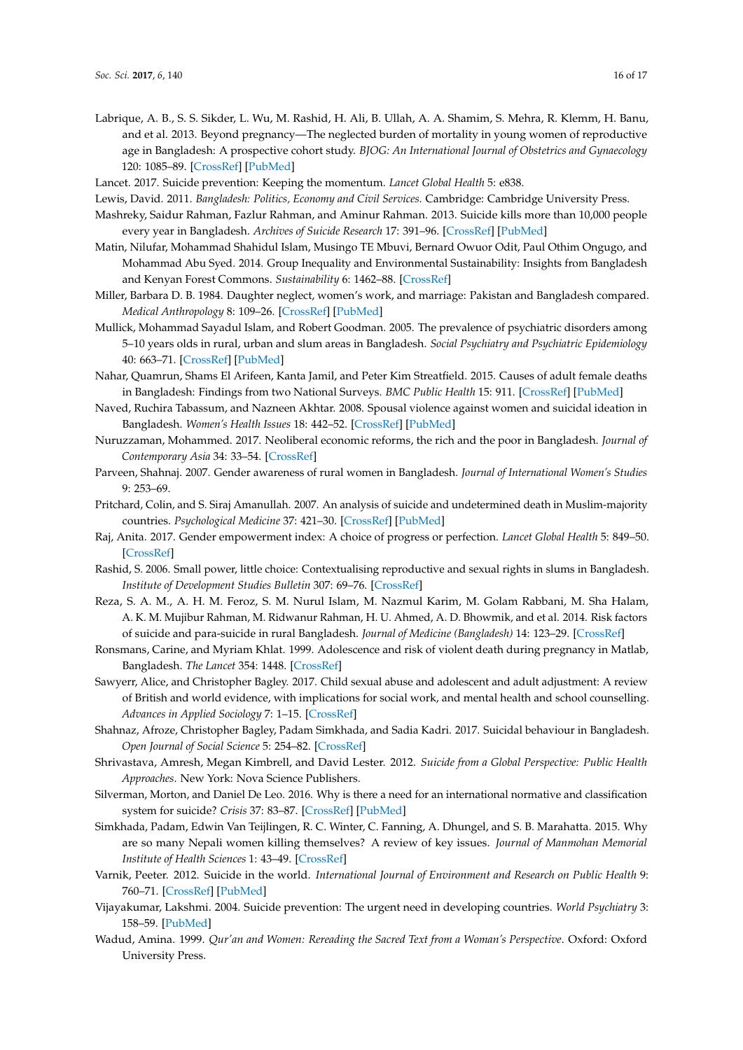Labrique, A. B., S. S. Sikder, L. Wu, M. Rashid, H. Ali, B. Ullah, A. A. Shamim, S. Mehra, R. Klemm, H. Banu, and et al. 2013. Beyond pregnancy—The neglected burden of mortality in young women of reproductive age in Bangladesh: A prospective cohort study. *BJOG: An International Journal of Obstetrics and Gynaecology* 120: 1085–89. [CrossRef] [PubMed]

Lancet. 2017. Suicide prevention: Keeping the momentum. *Lancet Global Health* 5: e838.

Lewis, David. 2011. *Bangladesh: Politics, Economy and Civil Services*. Cambridge: Cambridge University Press.

Mashreky, Saidur Rahman, Fazlur Rahman, and Aminur Rahman. 2013. Suicide kills more than 10,000 people every year in Bangladesh. *Archives of Suicide Research* 17: 391–96. [CrossRef] [PubMed]

Matin, Nilufar, Mohammad Shahidul Islam, Musingo TE Mbuvi, Bernard Owuor Odit, Paul Othim Ongugo, and Mohammad Abu Syed. 2014. Group Inequality and Environmental Sustainability: Insights from Bangladesh and Kenyan Forest Commons. *Sustainability* 6: 1462–88. [CrossRef]

Miller, Barbara D. B. 1984. Daughter neglect, women's work, and marriage: Pakistan and Bangladesh compared. *Medical Anthropology* 8: 109–26. [CrossRef] [PubMed]

Mullick, Mohammad Sayadul Islam, and Robert Goodman. 2005. The prevalence of psychiatric disorders among 5–10 years olds in rural, urban and slum areas in Bangladesh. *Social Psychiatry and Psychiatric Epidemiology* 40: 663–71. [CrossRef] [PubMed]

Nahar, Quamrun, Shams El Arifeen, Kanta Jamil, and Peter Kim Streatfield. 2015. Causes of adult female deaths in Bangladesh: Findings from two National Surveys. *BMC Public Health* 15: 911. [CrossRef] [PubMed]

Naved, Ruchira Tabassum, and Nazneen Akhtar. 2008. Spousal violence against women and suicidal ideation in Bangladesh. *Women's Health Issues* 18: 442–52. [CrossRef] [PubMed]

Nuruzzaman, Mohammed. 2017. Neoliberal economic reforms, the rich and the poor in Bangladesh. *Journal of Contemporary Asia* 34: 33–54. [CrossRef]

Parveen, Shahnaj. 2007. Gender awareness of rural women in Bangladesh. *Journal of International Women's Studies* 9: 253–69.

Pritchard, Colin, and S. Siraj Amanullah. 2007. An analysis of suicide and undetermined death in Muslim-majority countries. *Psychological Medicine* 37: 421–30. [CrossRef] [PubMed]

Raj, Anita. 2017. Gender empowerment index: A choice of progress or perfection. *Lancet Global Health* 5: 849–50. [CrossRef]

Rashid, S. 2006. Small power, little choice: Contextualising reproductive and sexual rights in slums in Bangladesh. *Institute of Development Studies Bulletin* 307: 69–76. [CrossRef]

Reza, S. A. M., A. H. M. Feroz, S. M. Nurul Islam, M. Nazmul Karim, M. Golam Rabbani, M. Sha Halam, A. K. M. Mujibur Rahman, M. Ridwanur Rahman, H. U. Ahmed, A. D. Bhowmik, and et al. 2014. Risk factors of suicide and para-suicide in rural Bangladesh. *Journal of Medicine (Bangladesh)* 14: 123–29. [CrossRef]

Ronsmans, Carine, and Myriam Khlat. 1999. Adolescence and risk of violent death during pregnancy in Matlab, Bangladesh. *The Lancet* 354: 1448. [CrossRef]

Sawyerr, Alice, and Christopher Bagley. 2017. Child sexual abuse and adolescent and adult adjustment: A review of British and world evidence, with implications for social work, and mental health and school counselling. *Advances in Applied Sociology* 7: 1–15. [CrossRef]

Shahnaz, Afroze, Christopher Bagley, Padam Simkhada, and Sadia Kadri. 2017. Suicidal behaviour in Bangladesh. *Open Journal of Social Science* 5: 254–82. [CrossRef]

Shrivastava, Amresh, Megan Kimbrell, and David Lester. 2012. *Suicide from a Global Perspective: Public Health Approaches*. New York: Nova Science Publishers.

Silverman, Morton, and Daniel De Leo. 2016. Why is there a need for an international normative and classification system for suicide? *Crisis* 37: 83–87. [CrossRef] [PubMed]

Simkhada, Padam, Edwin Van Teijlingen, R. C. Winter, C. Fanning, A. Dhungel, and S. B. Marahatta. 2015. Why are so many Nepali women killing themselves? A review of key issues. *Journal of Manmohan Memorial Institute of Health Sciences* 1: 43–49. [CrossRef]

Varnik, Peeter. 2012. Suicide in the world. *International Journal of Environment and Research on Public Health* 9: 760–71. [CrossRef] [PubMed]

Vijayakumar, Lakshmi. 2004. Suicide prevention: The urgent need in developing countries. *World Psychiatry* 3: 158–59. [PubMed]

Wadud, Amina. 1999. *Qur'an and Women: Rereading the Sacred Text from a Woman's Perspective*. Oxford: Oxford University Press.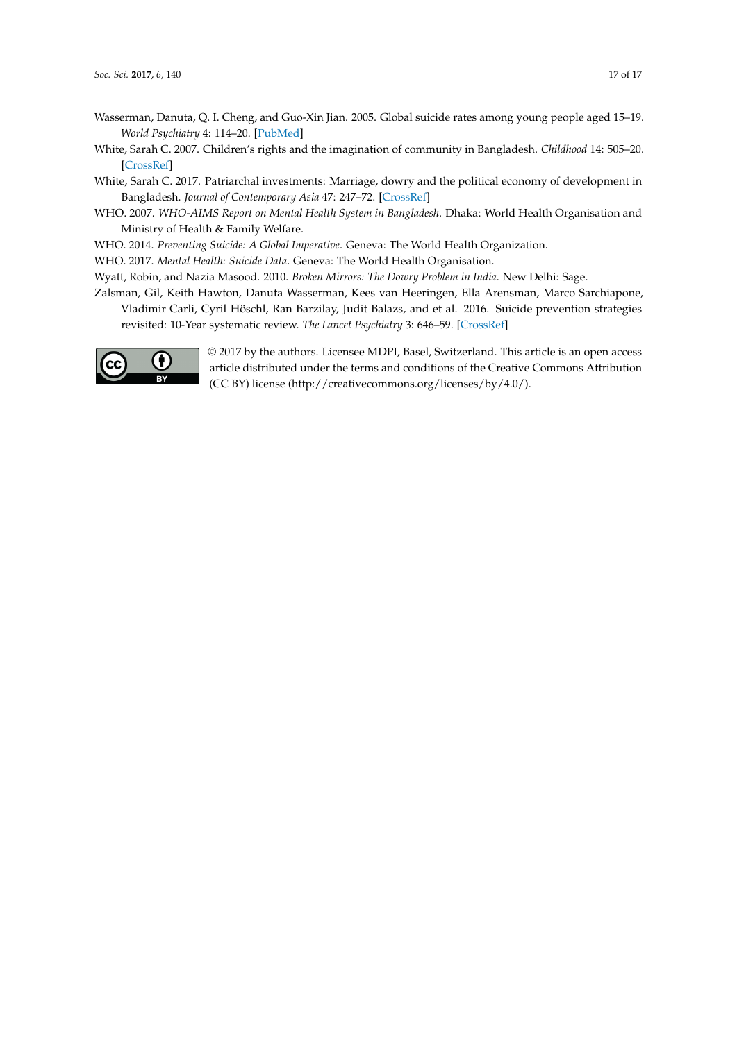Wasserman, Danuta, Q. I. Cheng, and Guo-Xin Jian. 2005. Global suicide rates among young people aged 15–19. *World Psychiatry* 4: 114–20. [PubMed]

White, Sarah C. 2007. Children's rights and the imagination of community in Bangladesh. *Childhood* 14: 505–20. [CrossRef]

White, Sarah C. 2017. Patriarchal investments: Marriage, dowry and the political economy of development in Bangladesh. *Journal of Contemporary Asia* 47: 247–72. [CrossRef]

WHO. 2007. *WHO-AIMS Report on Mental Health System in Bangladesh*. Dhaka: World Health Organisation and Ministry of Health & Family Welfare.

WHO. 2014. *Preventing Suicide: A Global Imperative*. Geneva: The World Health Organization.

WHO. 2017. *Mental Health: Suicide Data*. Geneva: The World Health Organisation.

Wyatt, Robin, and Nazia Masood. 2010. *Broken Mirrors: The Dowry Problem in India*. New Delhi: Sage.

Zalsman, Gil, Keith Hawton, Danuta Wasserman, Kees van Heeringen, Ella Arensman, Marco Sarchiapone, Vladimir Carli, Cyril Höschl, Ran Barzilay, Judit Balazs, and et al. 2016. Suicide prevention strategies revisited: 10-Year systematic review. *The Lancet Psychiatry* 3: 646–59. [CrossRef]

© 2017 by the authors. Licensee MDPI, Basel, Switzerland. This article is an open access article distributed under the terms and conditions of the Creative Commons Attribution (CC BY) license (http://creativecommons.org/licenses/by/4.0/).